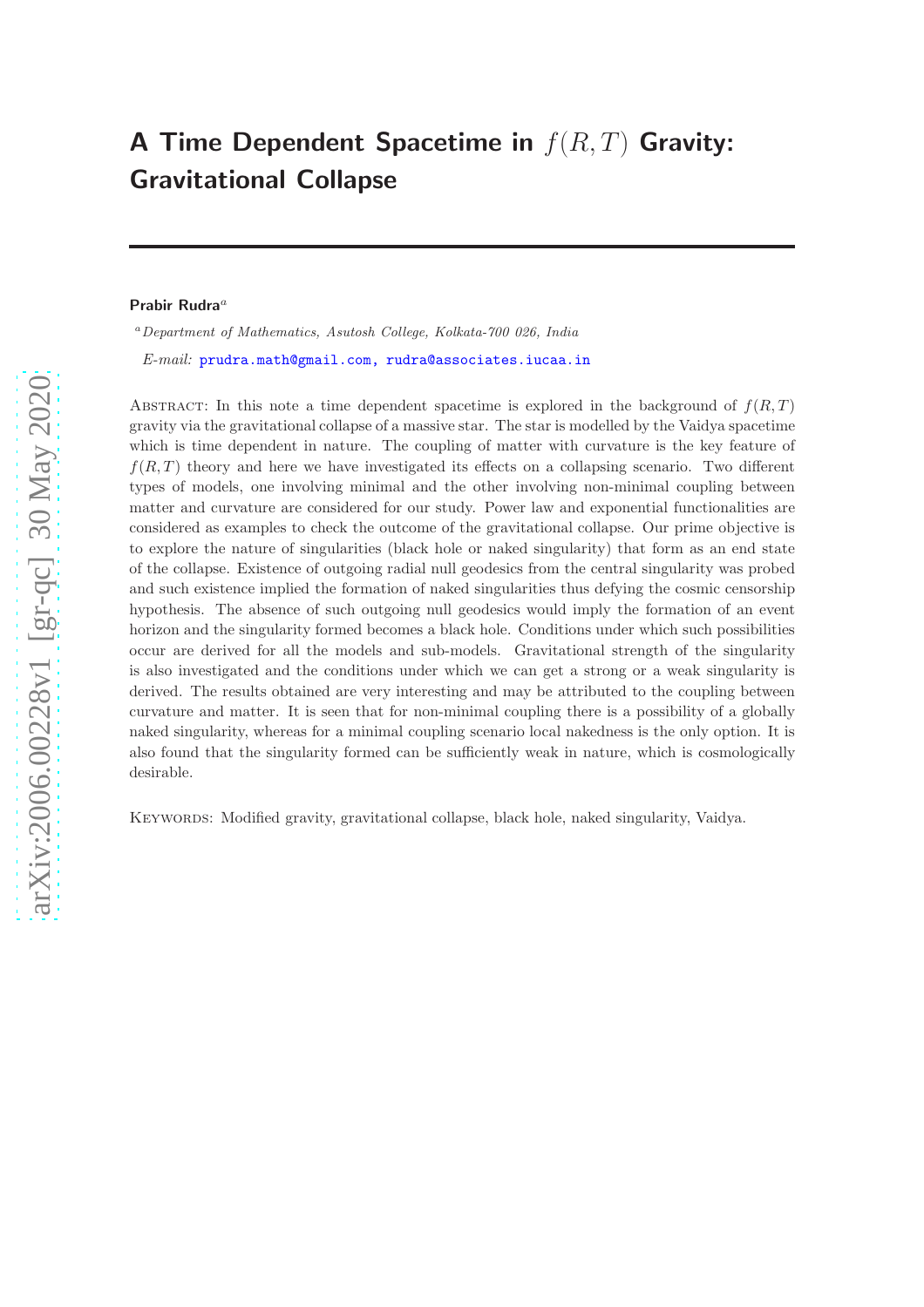# A Time Dependent Spacetime in $f(R,T)$ Gravity: Gravitational Collapse

**Prabir Rudra**[a]

[a] *Department of Mathematics, Asutosh College, Kolkata-700 026, India*

*E-mail:* prudra.math@gmail.com, rudra@associates.iucaa.in

Abstract: In this note a time dependent spacetime is explored in the background of $f(R,T)$ gravity via the gravitational collapse of a massive star. The star is modelled by the Vaidya spacetime which is time dependent in nature. The coupling of matter with curvature is the key feature of $f(R,T)$ theory and here we have investigated its effects on a collapsing scenario. Two different types of models, one involving minimal and the other involving non-minimal coupling between matter and curvature are considered for our study. Power law and exponential functionalities are considered as examples to check the outcome of the gravitational collapse. Our prime objective is to explore the nature of singularities (black hole or naked singularity) that form as an end state of the collapse. Existence of outgoing radial null geodesics from the central singularity was probed and such existence implied the formation of naked singularities thus defying the cosmic censorship hypothesis. The absence of such outgoing null geodesics would imply the formation of an event horizon and the singularity formed becomes a black hole. Conditions under which such possibilities occur are derived for all the models and sub-models. Gravitational strength of the singularity is also investigated and the conditions under which we can get a strong or a weak singularity is derived. The results obtained are very interesting and may be attributed to the coupling between curvature and matter. It is seen that for non-minimal coupling there is a possibility of a globally naked singularity, whereas for a minimal coupling scenario local nakedness is the only option. It is also found that the singularity formed can be sufficiently weak in nature, which is cosmologically desirable.

Keywords: Modified gravity, gravitational collapse, black hole, naked singularity, Vaidya.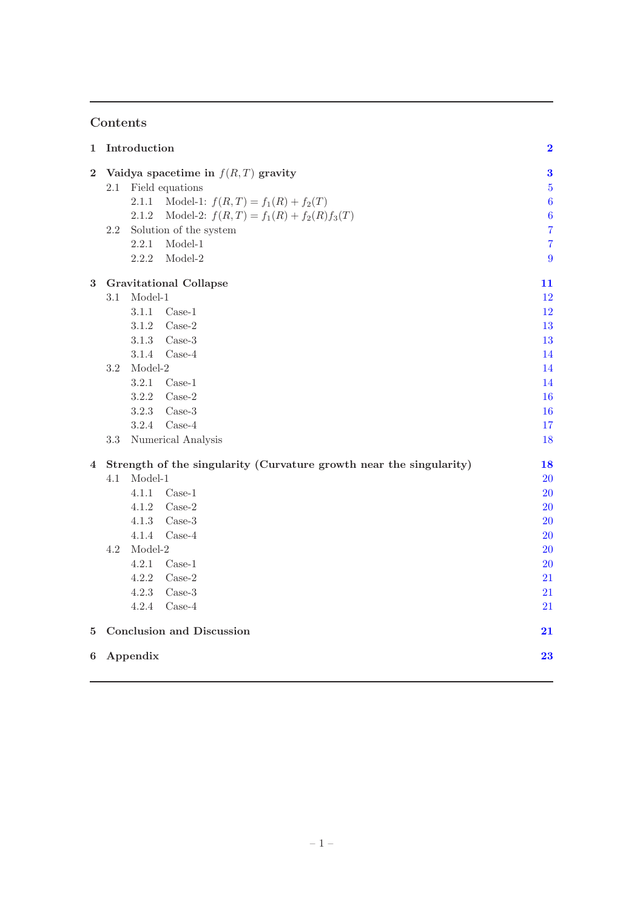## Contents

| | | |
|---|---|---|
| **1** | **Introduction** | **2** |
| **2** | **Vaidya spacetime in $f(R,T)$ gravity** | **3** |
| | 2.1 Field equations | 5 |
| | 2.1.1 Model-1: $f(R,T) = f_1(R) + f_2(T)$ | 6 |
| | 2.1.2 Model-2: $f(R,T) = f_1(R) + f_2(R)f_3(T)$ | 6 |
| | 2.2 Solution of the system | 7 |
| | 2.2.1 Model-1 | 7 |
| | 2.2.2 Model-2 | 9 |
| **3** | **Gravitational Collapse** | **11** |
| | 3.1 Model-1 | 12 |
| | 3.1.1 Case-1 | 12 |
| | 3.1.2 Case-2 | 13 |
| | 3.1.3 Case-3 | 13 |
| | 3.1.4 Case-4 | 14 |
| | 3.2 Model-2 | 14 |
| | 3.2.1 Case-1 | 14 |
| | 3.2.2 Case-2 | 16 |
| | 3.2.3 Case-3 | 16 |
| | 3.2.4 Case-4 | 17 |
| | 3.3 Numerical Analysis | 18 |
| **4** | **Strength of the singularity (Curvature growth near the singularity)** | **18** |
| | 4.1 Model-1 | 20 |
| | 4.1.1 Case-1 | 20 |
| | 4.1.2 Case-2 | 20 |
| | 4.1.3 Case-3 | 20 |
| | 4.1.4 Case-4 | 20 |
| | 4.2 Model-2 | 20 |
| | 4.2.1 Case-1 | 20 |
| | 4.2.2 Case-2 | 21 |
| | 4.2.3 Case-3 | 21 |
| | 4.2.4 Case-4 | 21 |
| **5** | **Conclusion and Discussion** | **21** |
| **6** | **Appendix** | **23** |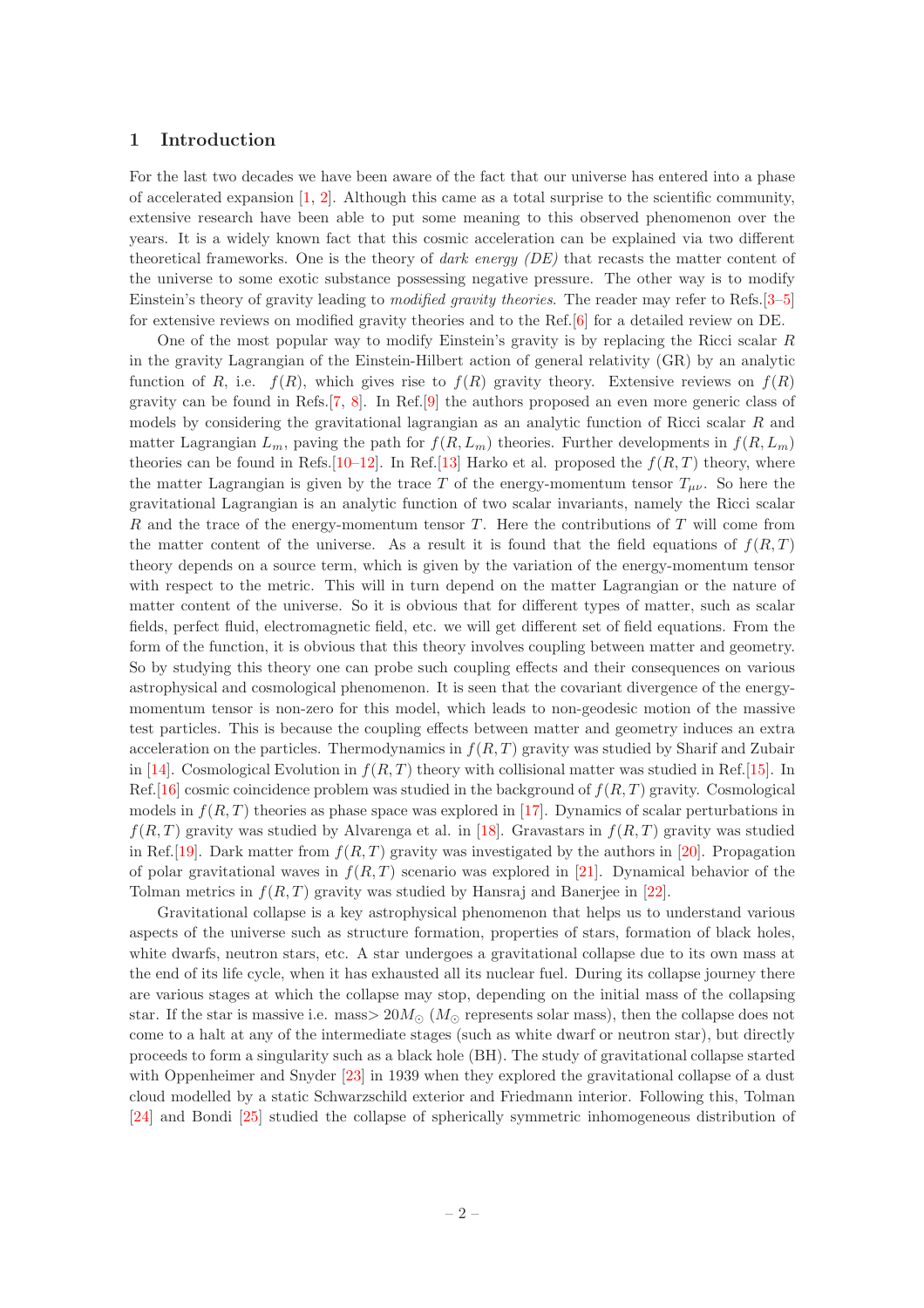## 1 Introduction

For the last two decades we have been aware of the fact that our universe has entered into a phase of accelerated expansion [1, 2]. Although this came as a total surprise to the scientific community, extensive research have been able to put some meaning to this observed phenomenon over the years. It is a widely known fact that this cosmic acceleration can be explained via two different theoretical frameworks. One is the theory of *dark energy (DE)* that recasts the matter content of the universe to some exotic substance possessing negative pressure. The other way is to modify Einstein's theory of gravity leading to *modified gravity theories*. The reader may refer to Refs.[3–5] for extensive reviews on modified gravity theories and to the Ref.[6] for a detailed review on DE.

One of the most popular way to modify Einstein's gravity is by replacing the Ricci scalar $R$ in the gravity Lagrangian of the Einstein-Hilbert action of general relativity (GR) by an analytic function of $R$, i.e. $f(R)$, which gives rise to $f(R)$ gravity theory. Extensive reviews on $f(R)$ gravity can be found in Refs.[7, 8]. In Ref.[9] the authors proposed an even more generic class of models by considering the gravitational lagrangian as an analytic function of Ricci scalar $R$ and matter Lagrangian $L_m$, paving the path for $f(R, L_m)$ theories. Further developments in $f(R, L_m)$ theories can be found in Refs.[10–12]. In Ref.[13] Harko et al. proposed the $f(R, T)$ theory, where the matter Lagrangian is given by the trace $T$ of the energy-momentum tensor $T_{\mu\nu}$. So here the gravitational Lagrangian is an analytic function of two scalar invariants, namely the Ricci scalar $R$ and the trace of the energy-momentum tensor $T$. Here the contributions of $T$ will come from the matter content of the universe. As a result it is found that the field equations of $f(R, T)$ theory depends on a source term, which is given by the variation of the energy-momentum tensor with respect to the metric. This will in turn depend on the matter Lagrangian or the nature of matter content of the universe. So it is obvious that for different types of matter, such as scalar fields, perfect fluid, electromagnetic field, etc. we will get different set of field equations. From the form of the function, it is obvious that this theory involves coupling between matter and geometry. So by studying this theory one can probe such coupling effects and their consequences on various astrophysical and cosmological phenomenon. It is seen that the covariant divergence of the energy-momentum tensor is non-zero for this model, which leads to non-geodesic motion of the massive test particles. This is because the coupling effects between matter and geometry induces an extra acceleration on the particles. Thermodynamics in $f(R, T)$ gravity was studied by Sharif and Zubair in [14]. Cosmological Evolution in $f(R, T)$ theory with collisional matter was studied in Ref.[15]. In Ref.[16] cosmic coincidence problem was studied in the background of $f(R, T)$ gravity. Cosmological models in $f(R, T)$ theories as phase space was explored in [17]. Dynamics of scalar perturbations in $f(R, T)$ gravity was studied by Alvarenga et al. in [18]. Gravastars in $f(R, T)$ gravity was studied in Ref.[19]. Dark matter from $f(R, T)$ gravity was investigated by the authors in [20]. Propagation of polar gravitational waves in $f(R, T)$ scenario was explored in [21]. Dynamical behavior of the Tolman metrics in $f(R, T)$ gravity was studied by Hansraj and Banerjee in [22].

Gravitational collapse is a key astrophysical phenomenon that helps us to understand various aspects of the universe such as structure formation, properties of stars, formation of black holes, white dwarfs, neutron stars, etc. A star undergoes a gravitational collapse due to its own mass at the end of its life cycle, when it has exhausted all its nuclear fuel. During its collapse journey there are various stages at which the collapse may stop, depending on the initial mass of the collapsing star. If the star is massive i.e. mass$> 20M_\odot$ ($M_\odot$ represents solar mass), then the collapse does not come to a halt at any of the intermediate stages (such as white dwarf or neutron star), but directly proceeds to form a singularity such as a black hole (BH). The study of gravitational collapse started with Oppenheimer and Snyder [23] in 1939 when they explored the gravitational collapse of a dust cloud modelled by a static Schwarzschild exterior and Friedmann interior. Following this, Tolman [24] and Bondi [25] studied the collapse of spherically symmetric inhomogeneous distribution of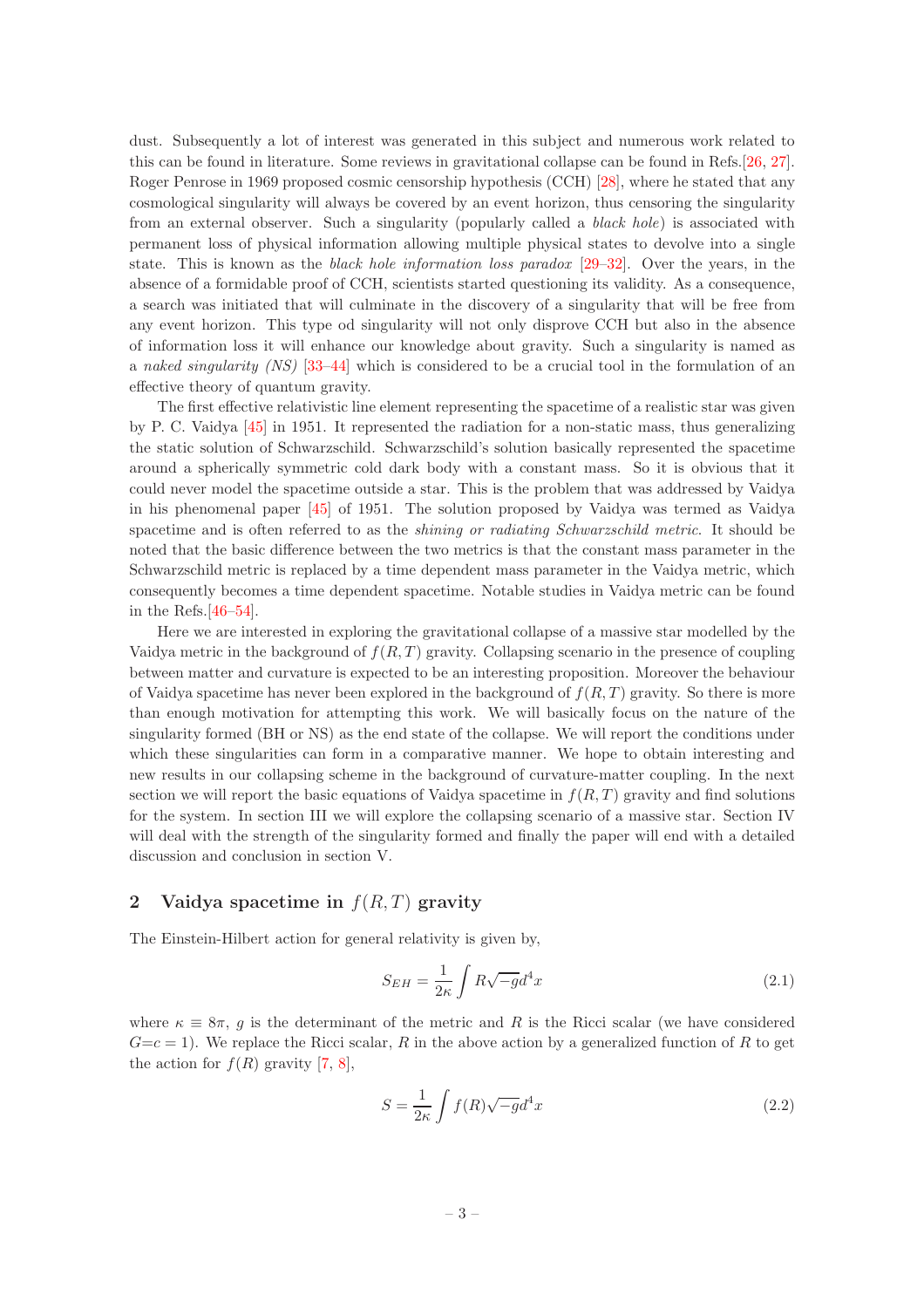dust. Subsequently a lot of interest was generated in this subject and numerous work related to this can be found in literature. Some reviews in gravitational collapse can be found in Refs.[26, 27]. Roger Penrose in 1969 proposed cosmic censorship hypothesis (CCH) [28], where he stated that any cosmological singularity will always be covered by an event horizon, thus censoring the singularity from an external observer. Such a singularity (popularly called a *black hole*) is associated with permanent loss of physical information allowing multiple physical states to devolve into a single state. This is known as the *black hole information loss paradox* [29–32]. Over the years, in the absence of a formidable proof of CCH, scientists started questioning its validity. As a consequence, a search was initiated that will culminate in the discovery of a singularity that will be free from any event horizon. This type od singularity will not only disprove CCH but also in the absence of information loss it will enhance our knowledge about gravity. Such a singularity is named as a *naked singularity (NS)* [33–44] which is considered to be a crucial tool in the formulation of an effective theory of quantum gravity.

The first effective relativistic line element representing the spacetime of a realistic star was given by P. C. Vaidya [45] in 1951. It represented the radiation for a non-static mass, thus generalizing the static solution of Schwarzschild. Schwarzschild's solution basically represented the spacetime around a spherically symmetric cold dark body with a constant mass. So it is obvious that it could never model the spacetime outside a star. This is the problem that was addressed by Vaidya in his phenomenal paper [45] of 1951. The solution proposed by Vaidya was termed as Vaidya spacetime and is often referred to as the *shining or radiating Schwarzschild metric*. It should be noted that the basic difference between the two metrics is that the constant mass parameter in the Schwarzschild metric is replaced by a time dependent mass parameter in the Vaidya metric, which consequently becomes a time dependent spacetime. Notable studies in Vaidya metric can be found in the Refs.[46–54].

Here we are interested in exploring the gravitational collapse of a massive star modelled by the Vaidya metric in the background of $f(R,T)$ gravity. Collapsing scenario in the presence of coupling between matter and curvature is expected to be an interesting proposition. Moreover the behaviour of Vaidya spacetime has never been explored in the background of $f(R,T)$ gravity. So there is more than enough motivation for attempting this work. We will basically focus on the nature of the singularity formed (BH or NS) as the end state of the collapse. We will report the conditions under which these singularities can form in a comparative manner. We hope to obtain interesting and new results in our collapsing scheme in the background of curvature-matter coupling. In the next section we will report the basic equations of Vaidya spacetime in $f(R,T)$ gravity and find solutions for the system. In section III we will explore the collapsing scenario of a massive star. Section IV will deal with the strength of the singularity formed and finally the paper will end with a detailed discussion and conclusion in section V.

## 2 Vaidya spacetime in $f(R,T)$ gravity

The Einstein-Hilbert action for general relativity is given by,

$$S_{EH} = \frac{1}{2\kappa}\int R\sqrt{-g}d^4x \tag{2.1}$$

where $\kappa \equiv 8\pi$, $g$ is the determinant of the metric and $R$ is the Ricci scalar (we have considered $G$=$c=1$). We replace the Ricci scalar, $R$ in the above action by a generalized function of $R$ to get the action for $f(R)$ gravity [7, 8],

$$S = \frac{1}{2\kappa}\int f(R)\sqrt{-g}d^4x \tag{2.2}$$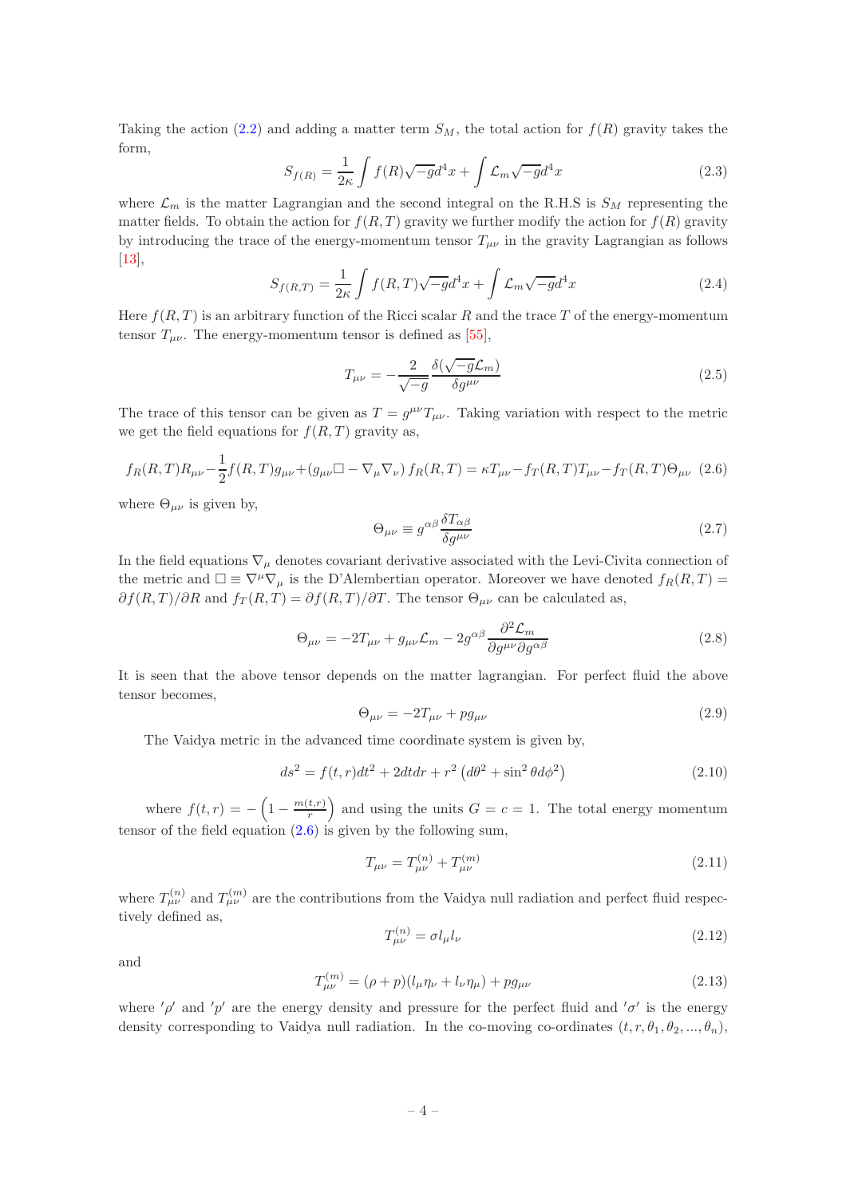Taking the action (2.2) and adding a matter term $S_M$, the total action for $f(R)$ gravity takes the form,

$$S_{f(R)} = \frac{1}{2\kappa}\int f(R)\sqrt{-g}d^4x + \int \mathcal{L}_m\sqrt{-g}d^4x \tag{2.3}$$

where $\mathcal{L}_m$ is the matter Lagrangian and the second integral on the R.H.S is $S_M$ representing the matter fields. To obtain the action for $f(R,T)$ gravity we further modify the action for $f(R)$ gravity by introducing the trace of the energy-momentum tensor $T_{\mu\nu}$ in the gravity Lagrangian as follows [13],

$$S_{f(R,T)} = \frac{1}{2\kappa}\int f(R,T)\sqrt{-g}d^4x + \int \mathcal{L}_m\sqrt{-g}d^4x \tag{2.4}$$

Here $f(R,T)$ is an arbitrary function of the Ricci scalar $R$ and the trace $T$ of the energy-momentum tensor $T_{\mu\nu}$. The energy-momentum tensor is defined as [55],

$$T_{\mu\nu} = -\frac{2}{\sqrt{-g}}\frac{\delta(\sqrt{-g}\mathcal{L}_m)}{\delta g^{\mu\nu}} \tag{2.5}$$

The trace of this tensor can be given as $T = g^{\mu\nu}T_{\mu\nu}$. Taking variation with respect to the metric we get the field equations for $f(R,T)$ gravity as,

$$f_R(R,T)R_{\mu\nu} - \frac{1}{2}f(R,T)g_{\mu\nu} + \left(g_{\mu\nu}\Box - \nabla_\mu\nabla_\nu\right)f_R(R,T) = \kappa T_{\mu\nu} - f_T(R,T)T_{\mu\nu} - f_T(R,T)\Theta_{\mu\nu} \tag{2.6}$$

where $\Theta_{\mu\nu}$ is given by,

$$\Theta_{\mu\nu} \equiv g^{\alpha\beta}\frac{\delta T_{\alpha\beta}}{\delta g^{\mu\nu}} \tag{2.7}$$

In the field equations $\nabla_\mu$ denotes covariant derivative associated with the Levi-Civita connection of the metric and $\Box \equiv \nabla^\mu\nabla_\mu$ is the D'Alembertian operator. Moreover we have denoted $f_R(R,T) = \partial f(R,T)/\partial R$ and $f_T(R,T) = \partial f(R,T)/\partial T$. The tensor $\Theta_{\mu\nu}$ can be calculated as,

$$\Theta_{\mu\nu} = -2T_{\mu\nu} + g_{\mu\nu}\mathcal{L}_m - 2g^{\alpha\beta}\frac{\partial^2\mathcal{L}_m}{\partial g^{\mu\nu}\partial g^{\alpha\beta}} \tag{2.8}$$

It is seen that the above tensor depends on the matter lagrangian. For perfect fluid the above tensor becomes,

$$\Theta_{\mu\nu} = -2T_{\mu\nu} + pg_{\mu\nu} \tag{2.9}$$

The Vaidya metric in the advanced time coordinate system is given by,

$$ds^2 = f(t,r)dt^2 + 2dtdr + r^2\left(d\theta^2 + \sin^2\theta d\phi^2\right) \tag{2.10}$$

where $f(t,r) = -\left(1 - \frac{m(t,r)}{r}\right)$ and using the units $G = c = 1$. The total energy momentum tensor of the field equation (2.6) is given by the following sum,

$$T_{\mu\nu} = T_{\mu\nu}^{(n)} + T_{\mu\nu}^{(m)} \tag{2.11}$$

where $T_{\mu\nu}^{(n)}$ and $T_{\mu\nu}^{(m)}$ are the contributions from the Vaidya null radiation and perfect fluid respectively defined as,

$$T_{\mu\nu}^{(n)} = \sigma l_\mu l_\nu \tag{2.12}$$

and

$$T_{\mu\nu}^{(m)} = (\rho + p)(l_\mu\eta_\nu + l_\nu\eta_\mu) + pg_{\mu\nu} \tag{2.13}$$

where $'\rho'$ and $'p'$ are the energy density and pressure for the perfect fluid and $'\sigma'$ is the energy density corresponding to Vaidya null radiation. In the co-moving co-ordinates $(t, r, \theta_1, \theta_2, ..., \theta_n)$,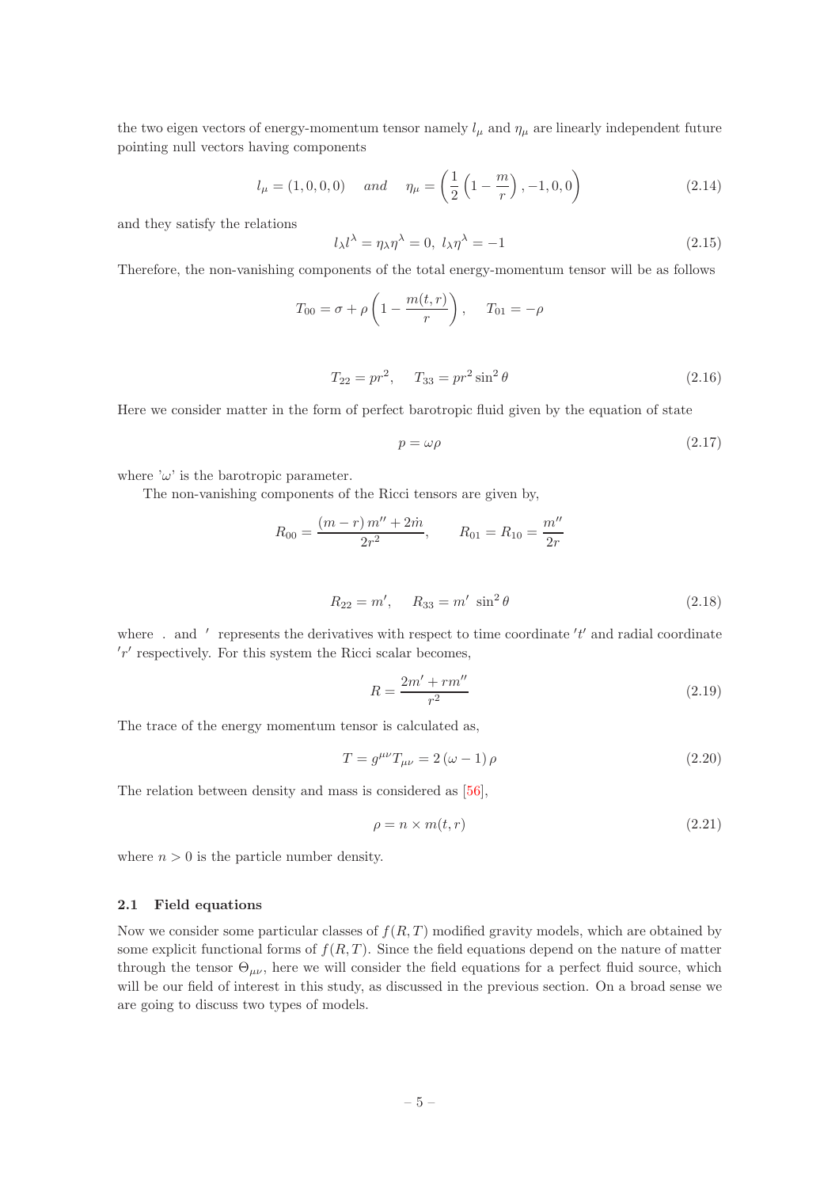the two eigen vectors of energy-momentum tensor namely $l_\mu$ and $\eta_\mu$ are linearly independent future pointing null vectors having components

$$l_\mu = (1, 0, 0, 0) \quad and \quad \eta_\mu = \left(\frac{1}{2}\left(1 - \frac{m}{r}\right), -1, 0, 0\right) \tag{2.14}$$

and they satisfy the relations

$$l_\lambda l^\lambda = \eta_\lambda \eta^\lambda = 0,\ l_\lambda \eta^\lambda = -1 \tag{2.15}$$

Therefore, the non-vanishing components of the total energy-momentum tensor will be as follows

$$T_{00} = \sigma + \rho\left(1 - \frac{m(t,r)}{r}\right), \quad T_{01} = -\rho$$

$$T_{22} = pr^2, \quad T_{33} = pr^2 \sin^2\theta \tag{2.16}$$

Here we consider matter in the form of perfect barotropic fluid given by the equation of state

$$p = \omega\rho \tag{2.17}$$

where '$\omega$' is the barotropic parameter.

The non-vanishing components of the Ricci tensors are given by,

$$R_{00} = \frac{(m - r)\, m'' + 2\dot{m}}{2r^2}, \qquad R_{01} = R_{10} = \frac{m''}{2r}$$

$$R_{22} = m', \quad R_{33} = m'\ \sin^2\theta \tag{2.18}$$

where $.$ and $'$ represents the derivatives with respect to time coordinate $'t'$ and radial coordinate $'r'$ respectively. For this system the Ricci scalar becomes,

$$R = \frac{2m' + rm''}{r^2} \tag{2.19}$$

The trace of the energy momentum tensor is calculated as,

$$T = g^{\mu\nu}T_{\mu\nu} = 2(\omega - 1)\rho \tag{2.20}$$

The relation between density and mass is considered as [56],

$$\rho = n \times m(t,r) \tag{2.21}$$

where $n > 0$ is the particle number density.

### 2.1 Field equations

Now we consider some particular classes of $f(R,T)$ modified gravity models, which are obtained by some explicit functional forms of $f(R,T)$. Since the field equations depend on the nature of matter through the tensor $\Theta_{\mu\nu}$, here we will consider the field equations for a perfect fluid source, which will be our field of interest in this study, as discussed in the previous section. On a broad sense we are going to discuss two types of models.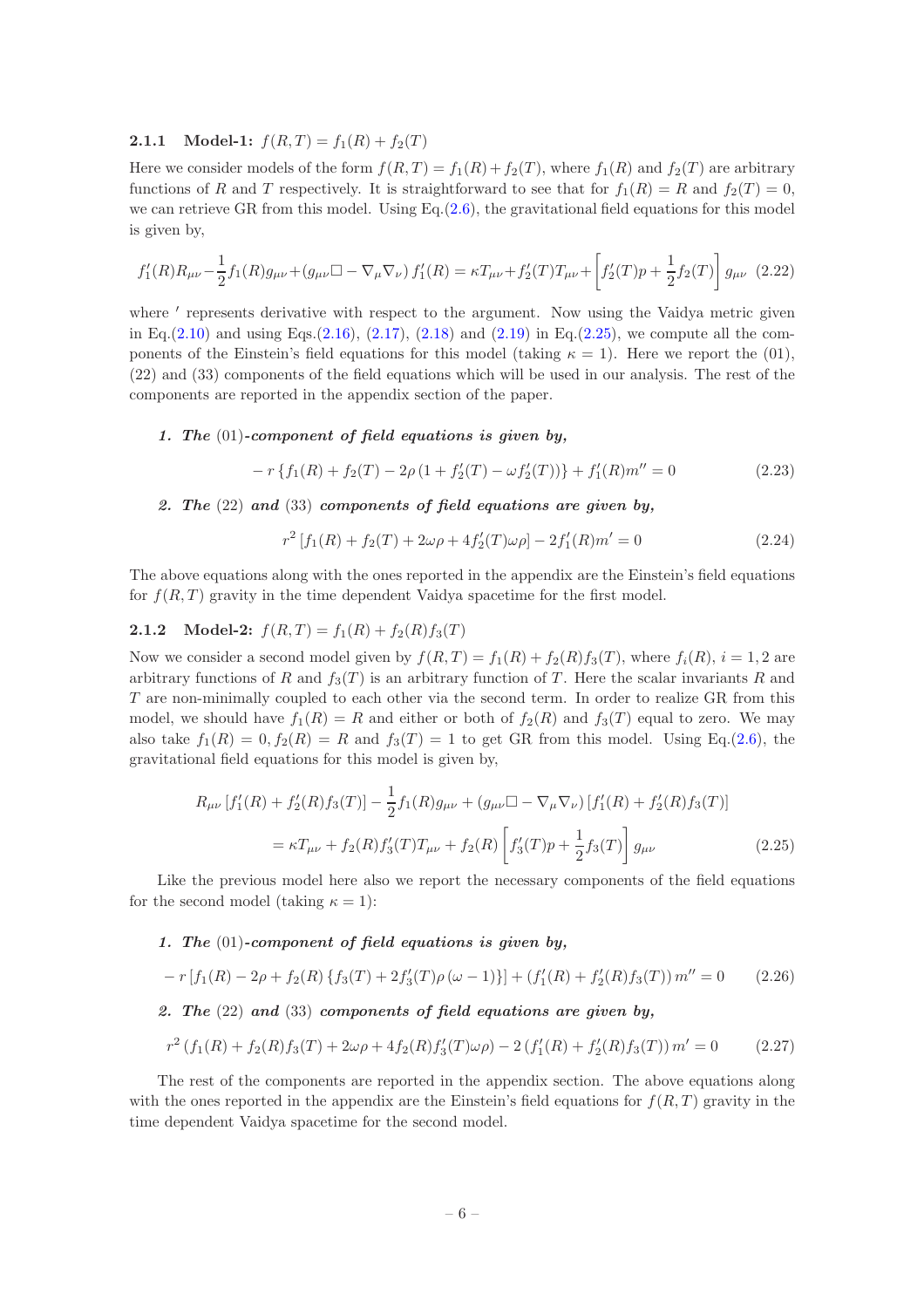### 2.1.1 Model-1: $f(R,T) = f_1(R) + f_2(T)$

Here we consider models of the form $f(R,T) = f_1(R) + f_2(T)$, where $f_1(R)$ and $f_2(T)$ are arbitrary functions of $R$ and $T$ respectively. It is straightforward to see that for $f_1(R) = R$ and $f_2(T) = 0$, we can retrieve GR from this model. Using Eq.(2.6), the gravitational field equations for this model is given by,

$$f_1'(R)R_{\mu\nu} - \frac{1}{2}f_1(R)g_{\mu\nu} + \left(g_{\mu\nu}\Box - \nabla_\mu\nabla_\nu\right)f_1'(R) = \kappa T_{\mu\nu} + f_2'(T)T_{\mu\nu} + \left[f_2'(T)p + \frac{1}{2}f_2(T)\right]g_{\mu\nu} \tag{2.22}$$

where $'$ represents derivative with respect to the argument. Now using the Vaidya metric given in Eq.(2.10) and using Eqs.(2.16), (2.17), (2.18) and (2.19) in Eq.(2.25), we compute all the components of the Einstein's field equations for this model (taking $\kappa = 1$). Here we report the (01), (22) and (33) components of the field equations which will be used in our analysis. The rest of the components are reported in the appendix section of the paper.

1. ***The (01)-component of field equations is given by,***

$$-r\left\{f_1(R) + f_2(T) - 2\rho\left(1 + f_2'(T) - \omega f_2'(T)\right)\right\} + f_1'(R)m'' = 0 \tag{2.23}$$

2. ***The (22) and (33) components of field equations are given by,***

$$r^2\left[f_1(R) + f_2(T) + 2\omega\rho + 4f_2'(T)\omega\rho\right] - 2f_1'(R)m' = 0 \tag{2.24}$$

The above equations along with the ones reported in the appendix are the Einstein's field equations for $f(R,T)$ gravity in the time dependent Vaidya spacetime for the first model.

### 2.1.2 Model-2: $f(R,T) = f_1(R) + f_2(R)f_3(T)$

Now we consider a second model given by $f(R,T) = f_1(R) + f_2(R)f_3(T)$, where $f_i(R)$, $i = 1, 2$ are arbitrary functions of $R$ and $f_3(T)$ is an arbitrary function of $T$. Here the scalar invariants $R$ and $T$ are non-minimally coupled to each other via the second term. In order to realize GR from this model, we should have $f_1(R) = R$ and either or both of $f_2(R)$ and $f_3(T)$ equal to zero. We may also take $f_1(R) = 0, f_2(R) = R$ and $f_3(T) = 1$ to get GR from this model. Using Eq.(2.6), the gravitational field equations for this model is given by,

$$\begin{aligned}
R_{\mu\nu}\left[f_1'(R) + f_2'(R)f_3(T)\right] - \frac{1}{2}f_1(R)g_{\mu\nu} + \left(g_{\mu\nu}\Box - \nabla_\mu\nabla_\nu\right)\left[f_1'(R) + f_2'(R)f_3(T)\right] \\
= \kappa T_{\mu\nu} + f_2(R)f_3'(T)T_{\mu\nu} + f_2(R)\left[f_3'(T)p + \frac{1}{2}f_3(T)\right]g_{\mu\nu}
\end{aligned} \tag{2.25}$$

Like the previous model here also we report the necessary components of the field equations for the second model (taking $\kappa = 1$):

1. ***The (01)-component of field equations is given by,***

$$-r\left[f_1(R) - 2\rho + f_2(R)\left\{f_3(T) + 2f_3'(T)\rho\left(\omega - 1\right)\right\}\right] + \left(f_1'(R) + f_2'(R)f_3(T)\right)m'' = 0 \tag{2.26}$$

2. ***The (22) and (33) components of field equations are given by,***

$$r^2\left(f_1(R) + f_2(R)f_3(T) + 2\omega\rho + 4f_2(R)f_3'(T)\omega\rho\right) - 2\left(f_1'(R) + f_2'(R)f_3(T)\right)m' = 0 \tag{2.27}$$

The rest of the components are reported in the appendix section. The above equations along with the ones reported in the appendix are the Einstein's field equations for $f(R,T)$ gravity in the time dependent Vaidya spacetime for the second model.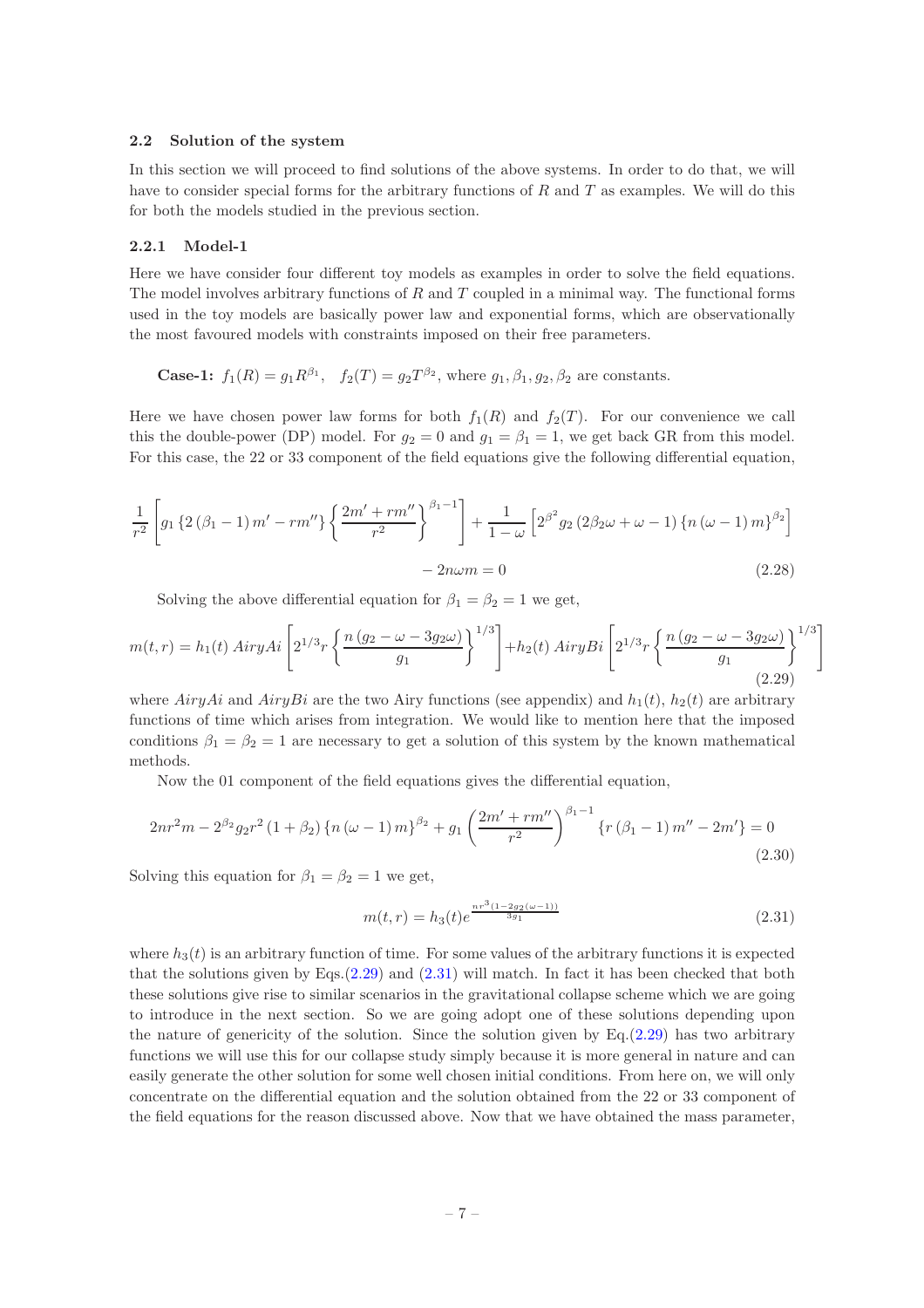### 2.2 Solution of the system

In this section we will proceed to find solutions of the above systems. In order to do that, we will have to consider special forms for the arbitrary functions of $R$ and $T$ as examples. We will do this for both the models studied in the previous section.

#### 2.2.1 Model-1

Here we have consider four different toy models as examples in order to solve the field equations. The model involves arbitrary functions of $R$ and $T$ coupled in a minimal way. The functional forms used in the toy models are basically power law and exponential forms, which are observationally the most favoured models with constraints imposed on their free parameters.

**Case-1:** $f_1(R) = g_1 R^{\beta_1}$, $\;f_2(T) = g_2 T^{\beta_2}$, where $g_1, \beta_1, g_2, \beta_2$ are constants.

Here we have chosen power law forms for both $f_1(R)$ and $f_2(T)$. For our convenience we call this the double-power (DP) model. For $g_2 = 0$ and $g_1 = \beta_1 = 1$, we get back GR from this model. For this case, the 22 or 33 component of the field equations give the following differential equation,

$$\frac{1}{r^2}\left[g_1\left\{2\left(\beta_1-1\right)m'-rm''\right\}\left\{\frac{2m'+rm''}{r^2}\right\}^{\beta_1-1}\right]+\frac{1}{1-\omega}\left[2^{\beta^2}g_2\left(2\beta_2\omega+\omega-1\right)\left\{n\left(\omega-1\right)m\right\}^{\beta_2}\right]$$
$$-2n\omega m=0 \tag{2.28}$$

Solving the above differential equation for $\beta_1 = \beta_2 = 1$ we get,

$$m(t,r)=h_1(t)\;AiryAi\left[2^{1/3}r\left\{\frac{n\left(g_2-\omega-3g_2\omega\right)}{g_1}\right\}^{1/3}\right]+h_2(t)\;AiryBi\left[2^{1/3}r\left\{\frac{n\left(g_2-\omega-3g_2\omega\right)}{g_1}\right\}^{1/3}\right] \tag{2.29}$$

where $AiryAi$ and $AiryBi$ are the two Airy functions (see appendix) and $h_1(t)$, $h_2(t)$ are arbitrary functions of time which arises from integration. We would like to mention here that the imposed conditions $\beta_1 = \beta_2 = 1$ are necessary to get a solution of this system by the known mathematical methods.

Now the 01 component of the field equations gives the differential equation,

$$2nr^2m-2^{\beta_2}g_2r^2\left(1+\beta_2\right)\left\{n\left(\omega-1\right)m\right\}^{\beta_2}+g_1\left(\frac{2m'+rm''}{r^2}\right)^{\beta_1-1}\left\{r\left(\beta_1-1\right)m''-2m'\right\}=0 \tag{2.30}$$

Solving this equation for $\beta_1 = \beta_2 = 1$ we get,

$$m(t,r)=h_3(t)e^{\frac{nr^3\left(1-2g_2(\omega-1)\right)}{3g_1}} \tag{2.31}$$

where $h_3(t)$ is an arbitrary function of time. For some values of the arbitrary functions it is expected that the solutions given by Eqs.(2.29) and (2.31) will match. In fact it has been checked that both these solutions give rise to similar scenarios in the gravitational collapse scheme which we are going to introduce in the next section. So we are going adopt one of these solutions depending upon the nature of genericity of the solution. Since the solution given by Eq.(2.29) has two arbitrary functions we will use this for our collapse study simply because it is more general in nature and can easily generate the other solution for some well chosen initial conditions. From here on, we will only concentrate on the differential equation and the solution obtained from the 22 or 33 component of the field equations for the reason discussed above. Now that we have obtained the mass parameter,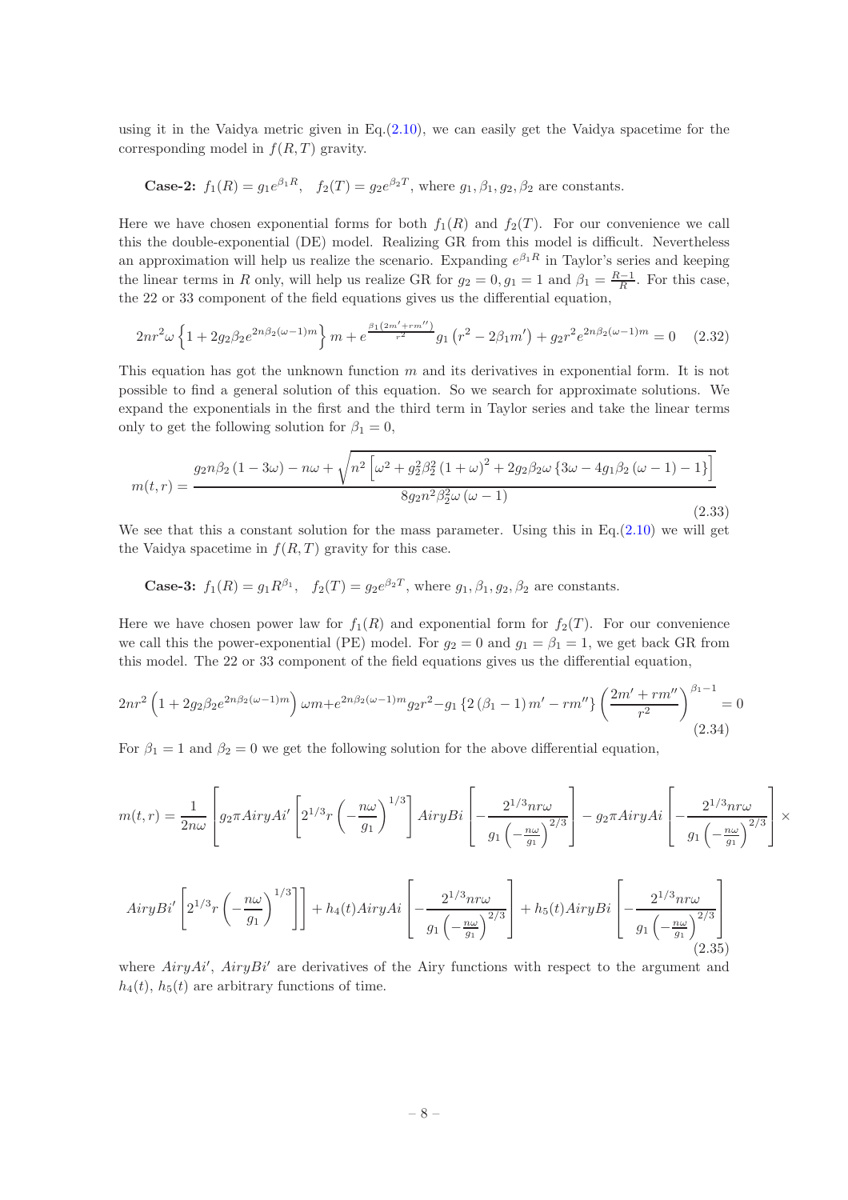using it in the Vaidya metric given in Eq.(2.10), we can easily get the Vaidya spacetime for the corresponding model in $f(R,T)$ gravity.

**Case-2:** $f_1(R) = g_1 e^{\beta_1 R}$, $\quad f_2(T) = g_2 e^{\beta_2 T}$, where $g_1, \beta_1, g_2, \beta_2$ are constants.

Here we have chosen exponential forms for both $f_1(R)$ and $f_2(T)$. For our convenience we call this the double-exponential (DE) model. Realizing GR from this model is difficult. Nevertheless an approximation will help us realize the scenario. Expanding $e^{\beta_1 R}$ in Taylor's series and keeping the linear terms in $R$ only, will help us realize GR for $g_2 = 0, g_1 = 1$ and $\beta_1 = \frac{R-1}{R}$. For this case, the 22 or 33 component of the field equations gives us the differential equation,

$$2nr^2\omega\left\{1 + 2g_2\beta_2 e^{2n\beta_2(\omega-1)m}\right\}m + e^{\frac{\beta_1(2m'+rm'')}{r^2}}g_1\left(r^2 - 2\beta_1 m'\right) + g_2 r^2 e^{2n\beta_2(\omega-1)m} = 0 \quad (2.32)$$

This equation has got the unknown function $m$ and its derivatives in exponential form. It is not possible to find a general solution of this equation. So we search for approximate solutions. We expand the exponentials in the first and the third term in Taylor series and take the linear terms only to get the following solution for $\beta_1 = 0$,

$$m(t,r) = \frac{g_2 n\beta_2\left(1-3\omega\right) - n\omega + \sqrt{n^2\left[\omega^2 + g_2^2\beta_2^2\left(1+\omega\right)^2 + 2g_2\beta_2\omega\left\{3\omega - 4g_1\beta_2\left(\omega-1\right) - 1\right\}\right]}}{8g_2 n^2\beta_2^2\omega\left(\omega-1\right)} \quad (2.33)$$

We see that this a constant solution for the mass parameter. Using this in Eq.(2.10) we will get the Vaidya spacetime in $f(R,T)$ gravity for this case.

**Case-3:** $f_1(R) = g_1 R^{\beta_1}$, $\quad f_2(T) = g_2 e^{\beta_2 T}$, where $g_1, \beta_1, g_2, \beta_2$ are constants.

Here we have chosen power law for $f_1(R)$ and exponential form for $f_2(T)$. For our convenience we call this the power-exponential (PE) model. For $g_2 = 0$ and $g_1 = \beta_1 = 1$, we get back GR from this model. The 22 or 33 component of the field equations gives us the differential equation,

$$2nr^2\left(1 + 2g_2\beta_2 e^{2n\beta_2(\omega-1)m}\right)\omega m + e^{2n\beta_2(\omega-1)m}g_2 r^2 - g_1\left\{2\left(\beta_1-1\right)m' - rm''\right\}\left(\frac{2m'+rm''}{r^2}\right)^{\beta_1-1} = 0 \quad (2.34)$$

For $\beta_1 = 1$ and $\beta_2 = 0$ we get the following solution for the above differential equation,

$$m(t,r) = \frac{1}{2n\omega}\left[g_2\pi AiryAi'\left[2^{1/3}r\left(-\frac{n\omega}{g_1}\right)^{1/3}\right]AiryBi\left[-\frac{2^{1/3}nr\omega}{g_1\left(-\frac{n\omega}{g_1}\right)^{2/3}}\right] - g_2\pi AiryAi\left[-\frac{2^{1/3}nr\omega}{g_1\left(-\frac{n\omega}{g_1}\right)^{2/3}}\right]\times\right.$$

$$\left.AiryBi'\left[2^{1/3}r\left(-\frac{n\omega}{g_1}\right)^{1/3}\right]\right] + h_4(t)AiryAi\left[-\frac{2^{1/3}nr\omega}{g_1\left(\frac{n\omega}{g_1}\right)^{2/3}}\right] + h_5(t)AiryBi\left[-\frac{2^{1/3}nr\omega}{g_1\left(-\frac{n\omega}{g_1}\right)^{2/3}}\right] \quad (2.35)$$

where $AiryAi'$, $AiryBi'$ are derivatives of the Airy functions with respect to the argument and $h_4(t)$, $h_5(t)$ are arbitrary functions of time.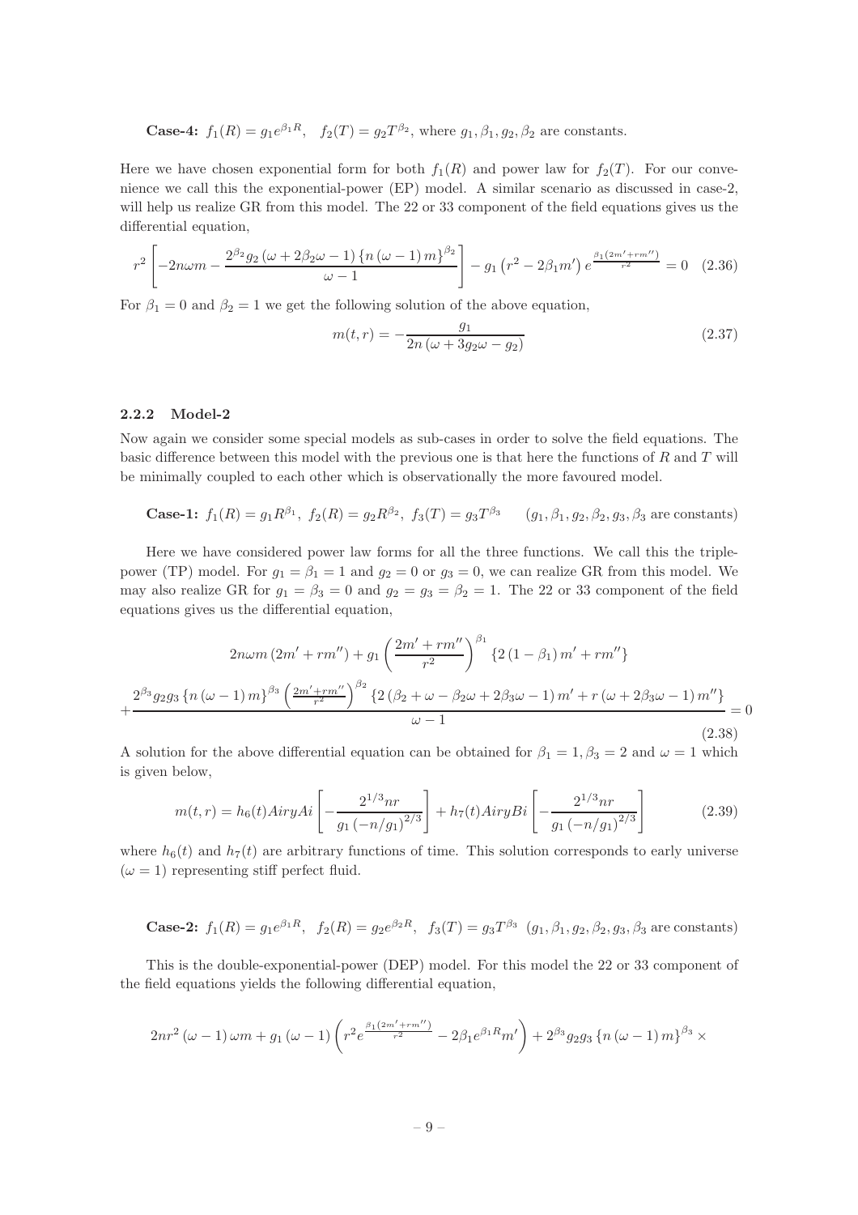**Case-4:** $f_1(R) = g_1 e^{\beta_1 R}$, $f_2(T) = g_2 T^{\beta_2}$, where $g_1, \beta_1, g_2, \beta_2$ are constants.

Here we have chosen exponential form for both $f_1(R)$ and power law for $f_2(T)$. For our convenience we call this the exponential-power (EP) model. A similar scenario as discussed in case-2, will help us realize GR from this model. The 22 or 33 component of the field equations gives us the differential equation,

$$r^2 \left[ -2n\omega m - \frac{2^{\beta_2} g_2 (\omega + 2\beta_2 \omega - 1) \{n(\omega - 1) m\}^{\beta_2}}{\omega - 1} \right] - g_1 \left( r^2 - 2\beta_1 m' \right) e^{\frac{\beta_1 (2m' + rm'')}{r^2}} = 0 \quad (2.36)$$

For $\beta_1 = 0$ and $\beta_2 = 1$ we get the following solution of the above equation,

$$m(t, r) = -\frac{g_1}{2n(\omega + 3g_2\omega - g_2)} \quad (2.37)$$

### 2.2.2 Model-2

Now again we consider some special models as sub-cases in order to solve the field equations. The basic difference between this model with the previous one is that here the functions of $R$ and $T$ will be minimally coupled to each other which is observationally the more favoured model.

**Case-1:** $f_1(R) = g_1 R^{\beta_1}$, $f_2(R) = g_2 R^{\beta_2}$, $f_3(T) = g_3 T^{\beta_3}$ $\quad (g_1, \beta_1, g_2, \beta_2, g_3, \beta_3$ are constants)

Here we have considered power law forms for all the three functions. We call this the triple-power (TP) model. For $g_1 = \beta_1 = 1$ and $g_2 = 0$ or $g_3 = 0$, we can realize GR from this model. We may also realize GR for $g_1 = \beta_3 = 0$ and $g_2 = g_3 = \beta_2 = 1$. The 22 or 33 component of the field equations gives us the differential equation,

$$2n\omega m \left(2m' + rm''\right) + g_1 \left( \frac{2m' + rm''}{r^2} \right)^{\beta_1} \{2(1 - \beta_1) m' + rm''\}$$
$$+ \frac{2^{\beta_3} g_2 g_3 \{n(\omega - 1) m\}^{\beta_3} \left( \frac{2m' + rm''}{r^2} \right)^{\beta_2} \{2(\beta_2 + \omega - \beta_2\omega + 2\beta_3\omega - 1) m' + r(\omega + 2\beta_3\omega - 1) m''\}}{\omega - 1} = 0$$
$$(2.38)$$

A solution for the above differential equation can be obtained for $\beta_1 = 1, \beta_3 = 2$ and $\omega = 1$ which is given below,

$$m(t, r) = h_6(t) AiryAi\left[ -\frac{2^{1/3} nr}{g_1 (-n/g_1)^{2/3}} \right] + h_7(t) AiryBi\left[ -\frac{2^{1/3} nr}{g_1 (-n/g_1)^{2/3}} \right] \quad (2.39)$$

where $h_6(t)$ and $h_7(t)$ are arbitrary functions of time. This solution corresponds to early universe $(\omega = 1)$ representing stiff perfect fluid.

**Case-2:** $f_1(R) = g_1 e^{\beta_1 R}$, $f_2(R) = g_2 e^{\beta_2 R}$, $f_3(T) = g_3 T^{\beta_3}$ $(g_1, \beta_1, g_2, \beta_2, g_3, \beta_3$ are constants)

This is the double-exponential-power (DEP) model. For this model the 22 or 33 component of the field equations yields the following differential equation,

$$2nr^2(\omega - 1)\omega m + g_1(\omega - 1)\left( r^2 e^{\frac{\beta_1 (2m' + rm'')}{r^2}} - 2\beta_1 e^{\beta_1 R} m' \right) + 2^{\beta_3} g_2 g_3 \{n(\omega - 1) m\}^{\beta_3} \times$$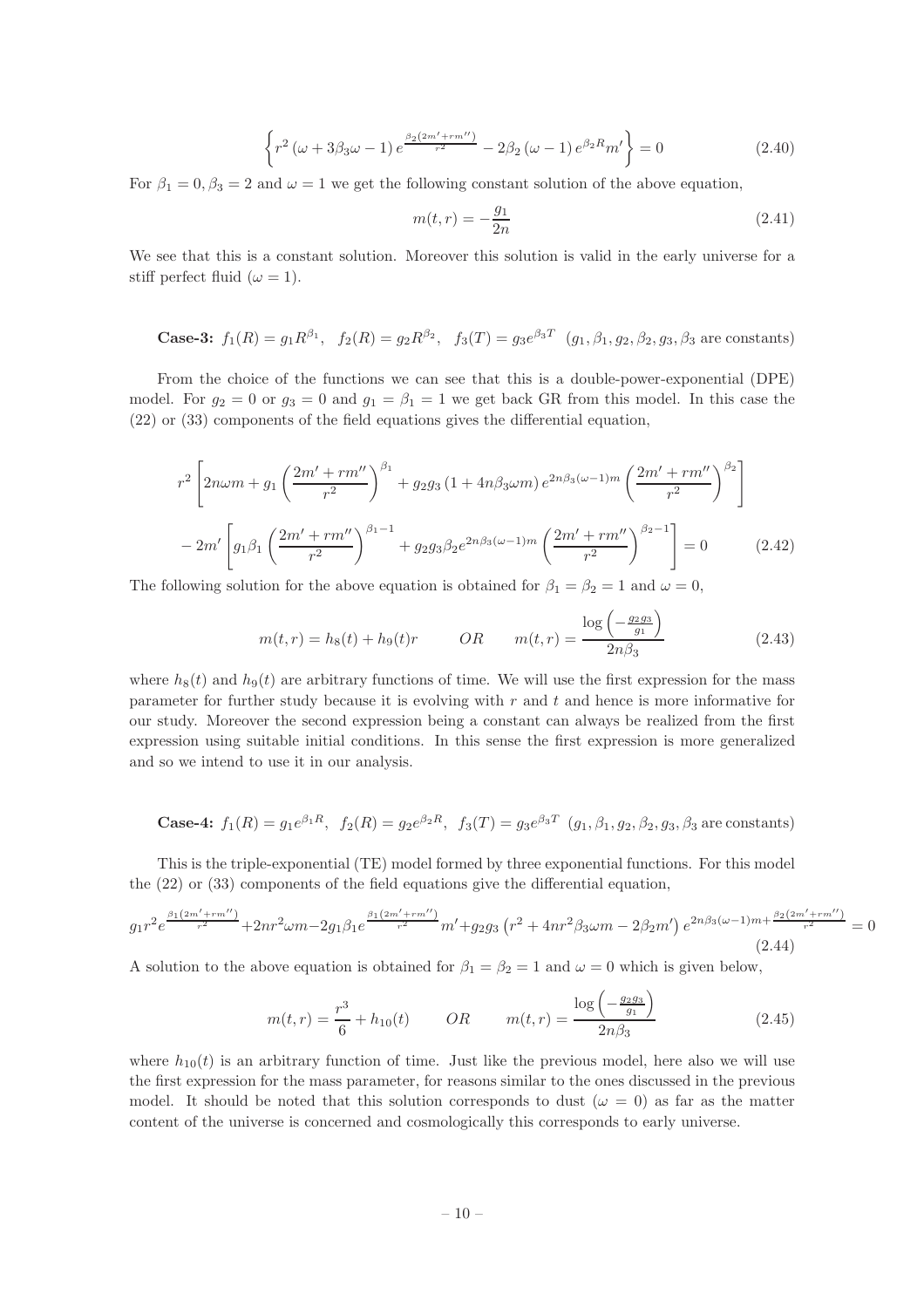$$\left\{r^2\left(\omega+3\beta_3\omega-1\right)e^{\frac{\beta_2\left(2m'+rm''\right)}{r^2}}-2\beta_2\left(\omega-1\right)e^{\beta_2 R}m'\right\}=0 \tag{2.40}$$

For $\beta_1=0, \beta_3=2$ and $\omega=1$ we get the following constant solution of the above equation,

$$m(t,r)=-\frac{g_1}{2n} \tag{2.41}$$

We see that this is a constant solution. Moreover this solution is valid in the early universe for a stiff perfect fluid ($\omega=1$).

**Case-3:** $f_1(R)=g_1R^{\beta_1},\;\; f_2(R)=g_2R^{\beta_2},\;\; f_3(T)=g_3e^{\beta_3 T}$ ($g_1,\beta_1,g_2,\beta_2,g_3,\beta_3$ are constants)

From the choice of the functions we can see that this is a double-power-exponential (DPE) model. For $g_2=0$ or $g_3=0$ and $g_1=\beta_1=1$ we get back GR from this model. In this case the (22) or (33) components of the field equations gives the differential equation,

$$r^2\left[2n\omega m+g_1\left(\frac{2m'+rm''}{r^2}\right)^{\beta_1}+g_2g_3\left(1+4n\beta_3\omega m\right)e^{2n\beta_3(\omega-1)m}\left(\frac{2m'+rm''}{r^2}\right)^{\beta_2}\right]$$
$$-2m'\left[g_1\beta_1\left(\frac{2m'+rm''}{r^2}\right)^{\beta_1-1}+g_2g_3\beta_2e^{2n\beta_3(\omega-1)m}\left(\frac{2m'+rm''}{r^2}\right)^{\beta_2-1}\right]=0 \tag{2.42}$$

The following solution for the above equation is obtained for $\beta_1=\beta_2=1$ and $\omega=0$,

$$m(t,r)=h_8(t)+h_9(t)r \qquad OR \qquad m(t,r)=\frac{\log\left(-\frac{g_2g_3}{g_1}\right)}{2n\beta_3} \tag{2.43}$$

where $h_8(t)$ and $h_9(t)$ are arbitrary functions of time. We will use the first expression for the mass parameter for further study because it is evolving with $r$ and $t$ and hence is more informative for our study. Moreover the second expression being a constant can always be realized from the first expression using suitable initial conditions. In this sense the first expression is more generalized and so we intend to use it in our analysis.

**Case-4:** $f_1(R)=g_1e^{\beta_1 R},\;\; f_2(R)=g_2e^{\beta_2 R},\;\; f_3(T)=g_3e^{\beta_3 T}$ ($g_1,\beta_1,g_2,\beta_2,g_3,\beta_3$ are constants)

This is the triple-exponential (TE) model formed by three exponential functions. For this model the (22) or (33) components of the field equations give the differential equation,

$$g_1r^2e^{\frac{\beta_1\left(2m'+rm''\right)}{r^2}}+2nr^2\omega m-2g_1\beta_1e^{\frac{\beta_1\left(2m'+rm''\right)}{r^2}}m'+g_2g_3\left(r^2+4nr^2\beta_3\omega m-2\beta_2m'\right)e^{2n\beta_3(\omega-1)m+\frac{\beta_2\left(2m'+rm''\right)}{r^2}}=0 \tag{2.44}$$

A solution to the above equation is obtained for $\beta_1=\beta_2=1$ and $\omega=0$ which is given below,

$$m(t,r)=\frac{r^3}{6}+h_{10}(t) \qquad OR \qquad m(t,r)=\frac{\log\left(-\frac{g_2g_3}{g_1}\right)}{2n\beta_3} \tag{2.45}$$

where $h_{10}(t)$ is an arbitrary function of time. Just like the previous model, here also we will use the first expression for the mass parameter, for reasons similar to the ones discussed in the previous model. It should be noted that this solution corresponds to dust ($\omega=0$) as far as the matter content of the universe is concerned and cosmologically this corresponds to early universe.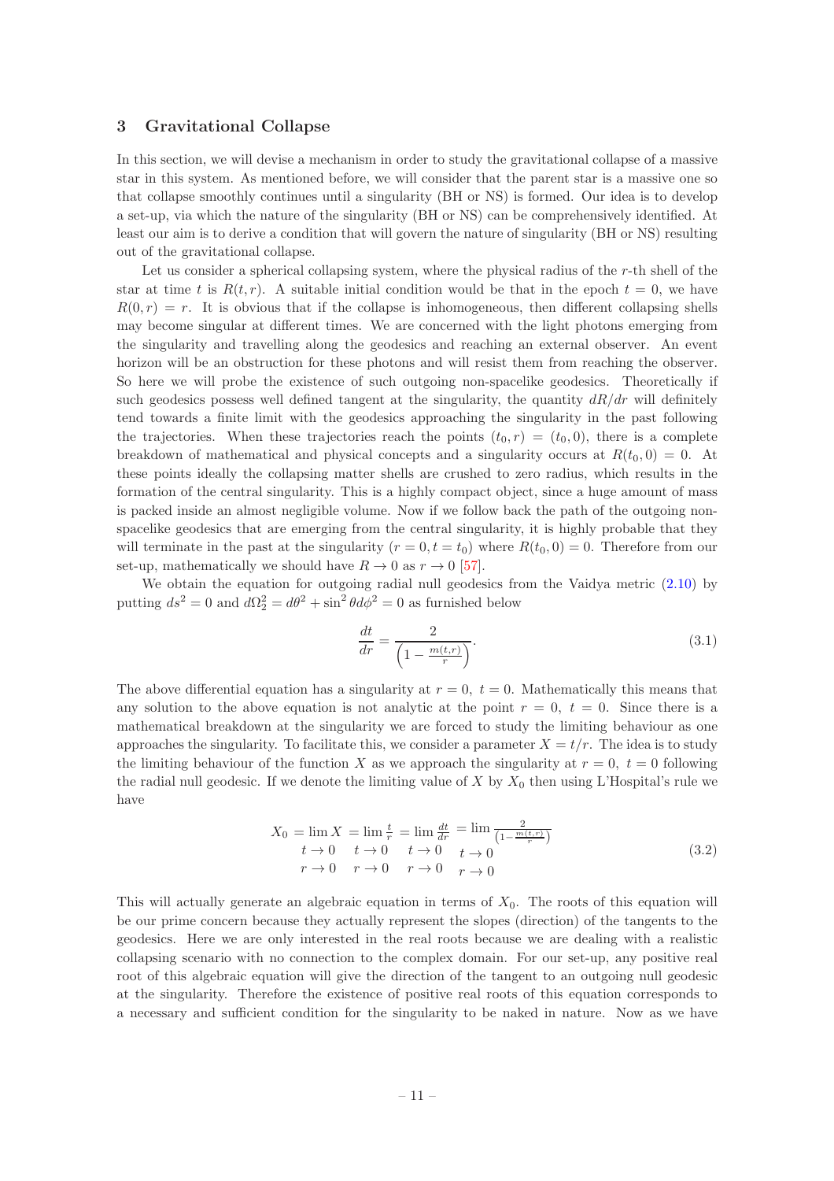## 3 Gravitational Collapse

In this section, we will devise a mechanism in order to study the gravitational collapse of a massive star in this system. As mentioned before, we will consider that the parent star is a massive one so that collapse smoothly continues until a singularity (BH or NS) is formed. Our idea is to develop a set-up, via which the nature of the singularity (BH or NS) can be comprehensively identified. At least our aim is to derive a condition that will govern the nature of singularity (BH or NS) resulting out of the gravitational collapse.

Let us consider a spherical collapsing system, where the physical radius of the $r$-th shell of the star at time $t$ is $R(t, r)$. A suitable initial condition would be that in the epoch $t = 0$, we have $R(0, r) = r$. It is obvious that if the collapse is inhomogeneous, then different collapsing shells may become singular at different times. We are concerned with the light photons emerging from the singularity and travelling along the geodesics and reaching an external observer. An event horizon will be an obstruction for these photons and will resist them from reaching the observer. So here we will probe the existence of such outgoing non-spacelike geodesics. Theoretically if such geodesics possess well defined tangent at the singularity, the quantity $dR/dr$ will definitely tend towards a finite limit with the geodesics approaching the singularity in the past following the trajectories. When these trajectories reach the points $(t_0, r) = (t_0, 0)$, there is a complete breakdown of mathematical and physical concepts and a singularity occurs at $R(t_0, 0) = 0$. At these points ideally the collapsing matter shells are crushed to zero radius, which results in the formation of the central singularity. This is a highly compact object, since a huge amount of mass is packed inside an almost negligible volume. Now if we follow back the path of the outgoing non-spacelike geodesics that are emerging from the central singularity, it is highly probable that they will terminate in the past at the singularity $(r = 0, t = t_0)$ where $R(t_0, 0) = 0$. Therefore from our set-up, mathematically we should have $R \to 0$ as $r \to 0$ [57].

We obtain the equation for outgoing radial null geodesics from the Vaidya metric (2.10) by putting $ds^2 = 0$ and $d\Omega_2^2 = d\theta^2 + \sin^2\theta d\phi^2 = 0$ as furnished below

$$\frac{dt}{dr} = \frac{2}{\left(1 - \frac{m(t,r)}{r}\right)}. \tag{3.1}$$

The above differential equation has a singularity at $r = 0,\ t = 0$. Mathematically this means that any solution to the above equation is not analytic at the point $r = 0,\ t = 0$. Since there is a mathematical breakdown at the singularity we are forced to study the limiting behaviour as one approaches the singularity. To facilitate this, we consider a parameter $X = t/r$. The idea is to study the limiting behaviour of the function $X$ as we approach the singularity at $r = 0,\ t = 0$ following the radial null geodesic. If we denote the limiting value of $X$ by $X_0$ then using L'Hospital's rule we have

$$X_0 = \lim_{\substack{t \to 0 \\ r \to 0}} X = \lim_{\substack{t \to 0 \\ r \to 0}} \frac{t}{r} = \lim_{\substack{t \to 0 \\ r \to 0}} \frac{dt}{dr} = \lim_{\substack{t \to 0 \\ r \to 0}} \frac{2}{\left(1 - \frac{m(t,r)}{r}\right)} \tag{3.2}$$

This will actually generate an algebraic equation in terms of $X_0$. The roots of this equation will be our prime concern because they actually represent the slopes (direction) of the tangents to the geodesics. Here we are only interested in the real roots because we are dealing with a realistic collapsing scenario with no connection to the complex domain. For our set-up, any positive real root of this algebraic equation will give the direction of the tangent to an outgoing null geodesic at the singularity. Therefore the existence of positive real roots of this equation corresponds to a necessary and sufficient condition for the singularity to be naked in nature. Now as we have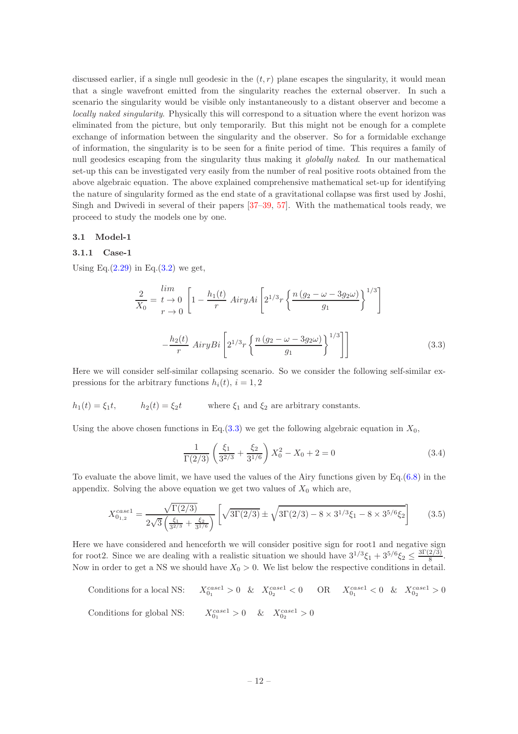discussed earlier, if a single null geodesic in the $(t, r)$ plane escapes the singularity, it would mean that a single wavefront emitted from the singularity reaches the external observer. In such a scenario the singularity would be visible only instantaneously to a distant observer and become a *locally naked singularity*. Physically this will correspond to a situation where the event horizon was eliminated from the picture, but only temporarily. But this might not be enough for a complete exchange of information between the singularity and the observer. So for a formidable exchange of information, the singularity is to be seen for a finite period of time. This requires a family of null geodesics escaping from the singularity thus making it *globally naked*. In our mathematical set-up this can be investigated very easily from the number of real positive roots obtained from the above algebraic equation. The above explained comprehensive mathematical set-up for identifying the nature of singularity formed as the end state of a gravitational collapse was first used by Joshi, Singh and Dwivedi in several of their papers [37–39, 57]. With the mathematical tools ready, we proceed to study the models one by one.

## 3.1 Model-1

### 3.1.1 Case-1

Using Eq.(2.29) in Eq.(3.2) we get,

$$\frac{2}{X_0} = \lim_{\substack{t \to 0 \\ r \to 0}} \left[ 1 - \frac{h_1(t)}{r} \; AiryAi \left[ 2^{1/3} r \left\{ \frac{n\,(g_2 - \omega - 3g_2\omega)}{g_1} \right\}^{1/3} \right] \right.$$

$$\left. - \frac{h_2(t)}{r} \; AiryBi \left[ 2^{1/3} r \left\{ \frac{n\,(g_2 - \omega - 3g_2\omega)}{g_1} \right\}^{1/3} \right] \right] \tag{3.3}$$

Here we will consider self-similar collapsing scenario. So we consider the following self-similar expressions for the arbitrary functions $h_i(t)$, $i = 1, 2$

$h_1(t) = \xi_1 t, \qquad h_2(t) = \xi_2 t \qquad$ where $\xi_1$ and $\xi_2$ are arbitrary constants.

Using the above chosen functions in Eq.(3.3) we get the following algebraic equation in $X_0$,

$$\frac{1}{\Gamma(2/3)} \left( \frac{\xi_1}{3^{2/3}} + \frac{\xi_2}{3^{1/6}} \right) X_0^2 - X_0 + 2 = 0 \tag{3.4}$$

To evaluate the above limit, we have used the values of the Airy functions given by Eq.(6.8) in the appendix. Solving the above equation we get two values of $X_0$ which are,

$$X_{0_{1,2}}^{case1} = \frac{\sqrt{\Gamma(2/3)}}{2\sqrt{3}\left( \frac{\xi_1}{3^{2/3}} + \frac{\xi_2}{3^{1/6}} \right)} \left[ \sqrt{3\Gamma(2/3)} \pm \sqrt{3\Gamma(2/3) - 8 \times 3^{1/3}\xi_1 - 8 \times 3^{5/6}\xi_2} \right] \tag{3.5}$$

Here we have considered and henceforth we will consider positive sign for root1 and negative sign for root2. Since we are dealing with a realistic situation we should have $3^{1/3}\xi_1 + 3^{5/6}\xi_2 \leq \frac{3\Gamma(2/3)}{8}$. Now in order to get a NS we should have $X_0 > 0$. We list below the respective conditions in detail.

Conditions for a local NS: $\quad X_{0_1}^{case1} > 0 \;\; \& \;\; X_{0_2}^{case1} < 0 \quad$ OR $\quad X_{0_1}^{case1} < 0 \;\; \& \;\; X_{0_2}^{case1} > 0$

Conditions for global NS: $\quad X_{0_1}^{case1} > 0 \quad \& \quad X_{0_2}^{case1} > 0$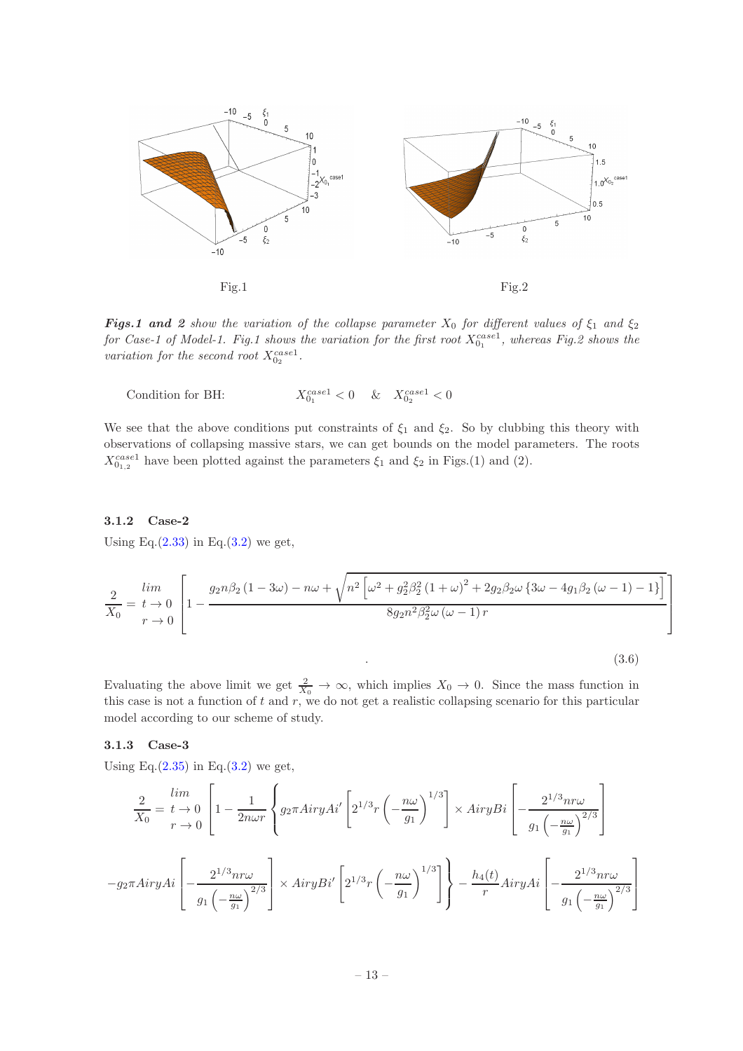Fig.1

Fig.2

***Figs.1 and 2*** *show the variation of the collapse parameter* $X_0$ *for different values of* $\xi_1$ *and* $\xi_2$ *for Case-1 of Model-1. Fig.1 shows the variation for the first root* $X_{0_1}^{case1}$*, whereas Fig.2 shows the variation for the second root* $X_{0_2}^{case1}$*.*

Condition for BH: $\quad X_{0_1}^{case1} < 0 \quad \& \quad X_{0_2}^{case1} < 0$

We see that the above conditions put constraints of $\xi_1$ and $\xi_2$. So by clubbing this theory with observations of collapsing massive stars, we can get bounds on the model parameters. The roots $X_{0_{1,2}}^{case1}$ have been plotted against the parameters $\xi_1$ and $\xi_2$ in Figs.(1) and (2).

### 3.1.2 Case-2

Using Eq.(2.33) in Eq.(3.2) we get,

$$\frac{2}{X_0} = \lim_{\substack{t \to 0 \\ r \to 0}} \left[ 1 - \frac{g_2 n \beta_2 (1 - 3\omega) - n\omega + \sqrt{n^2 \left[ \omega^2 + g_2^2 \beta_2^2 (1+\omega)^2 + 2 g_2 \beta_2 \omega \left\{ 3\omega - 4 g_1 \beta_2 (\omega - 1) - 1 \right\} \right]}}{8 g_2 n^2 \beta_2^2 \omega (\omega - 1) r} \right]. \tag{3.6}$$

Evaluating the above limit we get $\frac{2}{X_0} \to \infty$, which implies $X_0 \to 0$. Since the mass function in this case is not a function of $t$ and $r$, we do not get a realistic collapsing scenario for this particular model according to our scheme of study.

### 3.1.3 Case-3

Using Eq.(2.35) in Eq.(3.2) we get,

$$\frac{2}{X_0} = \lim_{\substack{t \to 0 \\ r \to 0}} \left[ 1 - \frac{1}{2n\omega r} \left\{ g_2 \pi AiryAi' \left[ 2^{1/3} r \left( -\frac{n\omega}{g_1} \right)^{1/3} \right] \times AiryBi \left[ -\frac{2^{1/3} n r \omega}{g_1 \left( -\frac{n\omega}{g_1} \right)^{2/3}} \right] \right. \right.$$

$$\left. -g_2 \pi AiryAi \left[ -\frac{2^{1/3} n r \omega}{g_1 \left( -\frac{n\omega}{g_1} \right)^{2/3}} \right] \times AiryBi' \left[ 2^{1/3} r \left( -\frac{n\omega}{g_1} \right)^{1/3} \right] \right\} - \frac{h_4(t)}{r} AiryAi \left[ -\frac{2^{1/3} n r \omega}{g_1 \left( -\frac{n\omega}{g_1} \right)^{2/3}} \right]$$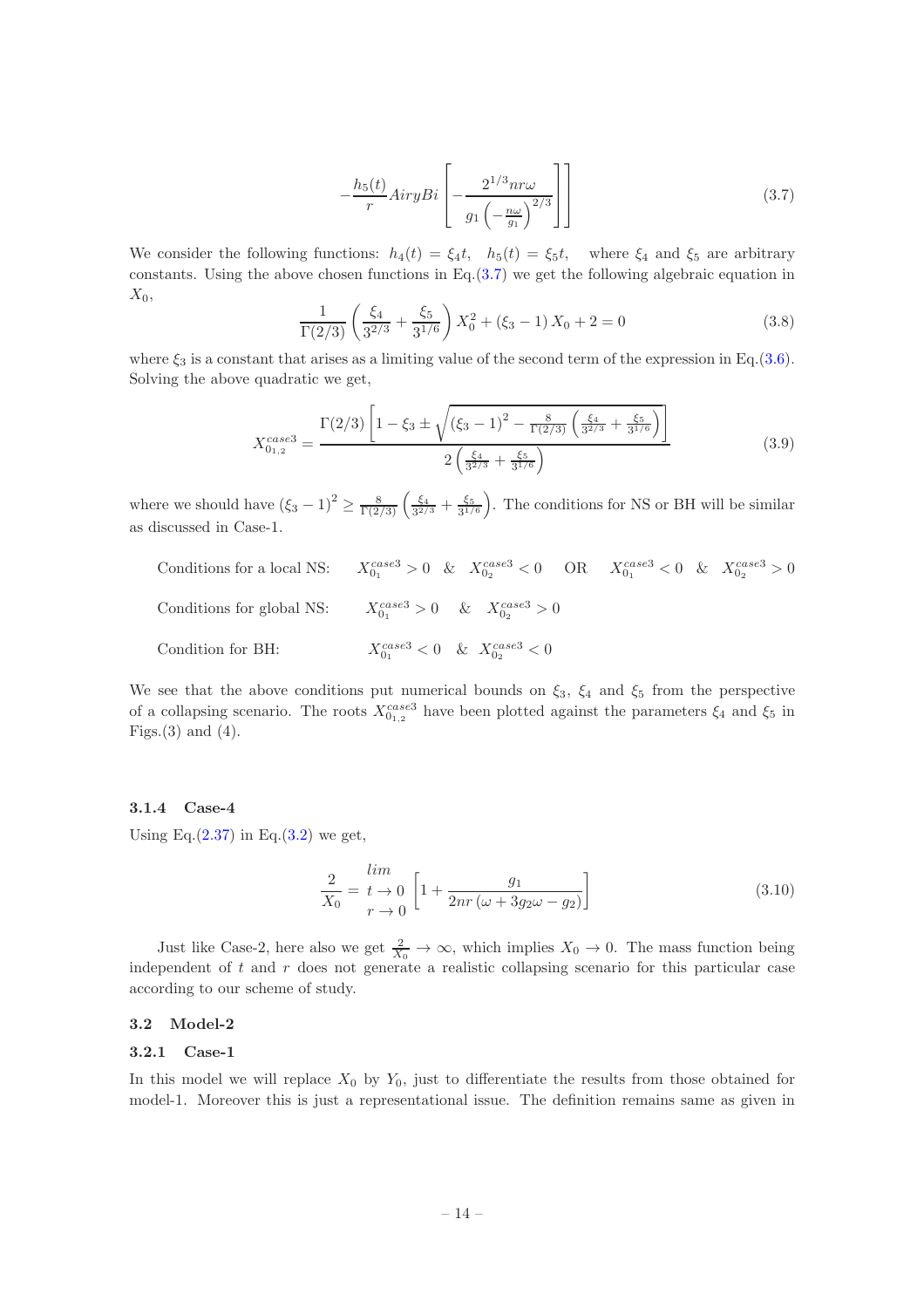$$-\frac{h_5(t)}{r} AiryBi\left[-\frac{2^{1/3} nr\omega}{g_1\left(-\frac{n\omega}{g_1}\right)^{2/3}}\right]\Bigg] \tag{3.7}$$

We consider the following functions: $h_4(t) = \xi_4 t$, $h_5(t) = \xi_5 t$, where $\xi_4$ and $\xi_5$ are arbitrary constants. Using the above chosen functions in Eq.(3.7) we get the following algebraic equation in $X_0$,

$$\frac{1}{\Gamma(2/3)}\left(\frac{\xi_4}{3^{2/3}} + \frac{\xi_5}{3^{1/6}}\right) X_0^2 + (\xi_3 - 1) X_0 + 2 = 0 \tag{3.8}$$

where $\xi_3$ is a constant that arises as a limiting value of the second term of the expression in Eq.(3.6). Solving the above quadratic we get,

$$X_{0_{1,2}}^{case3} = \frac{\Gamma(2/3)\left[1 - \xi_3 \pm \sqrt{(\xi_3-1)^2 - \frac{8}{\Gamma(2/3)}\left(\frac{\xi_4}{3^{2/3}} + \frac{\xi_5}{3^{1/6}}\right)}\right]}{2\left(\frac{\xi_4}{3^{2/3}} + \frac{\xi_5}{3^{1/6}}\right)} \tag{3.9}$$

where we should have $(\xi_3-1)^2 \geq \frac{8}{\Gamma(2/3)}\left(\frac{\xi_4}{3^{2/3}} + \frac{\xi_5}{3^{1/6}}\right)$. The conditions for NS or BH will be similar as discussed in Case-1.

Conditions for a local NS: $X_{0_1}^{case3} > 0$ & $X_{0_2}^{case3} < 0$ OR $X_{0_1}^{case3} < 0$ & $X_{0_2}^{case3} > 0$

Conditions for global NS: $X_{0_1}^{case3} > 0$ & $X_{0_2}^{case3} > 0$

Condition for BH: $X_{0_1}^{case3} < 0$ & $X_{0_2}^{case3} < 0$

We see that the above conditions put numerical bounds on $\xi_3$, $\xi_4$ and $\xi_5$ from the perspective of a collapsing scenario. The roots $X_{0_{1,2}}^{case3}$ have been plotted against the parameters $\xi_4$ and $\xi_5$ in Figs.(3) and (4).

#### 3.1.4 Case-4

Using Eq.(2.37) in Eq.(3.2) we get,

$$\frac{2}{X_0} = \lim_{\substack{t\to 0 \\ r\to 0}} \left[1 + \frac{g_1}{2nr\left(\omega + 3g_2\omega - g_2\right)}\right] \tag{3.10}$$

Just like Case-2, here also we get $\frac{2}{X_0} \to \infty$, which implies $X_0 \to 0$. The mass function being independent of $t$ and $r$ does not generate a realistic collapsing scenario for this particular case according to our scheme of study.

### 3.2 Model-2

#### 3.2.1 Case-1

In this model we will replace $X_0$ by $Y_0$, just to differentiate the results from those obtained for model-1. Moreover this is just a representational issue. The definition remains same as given in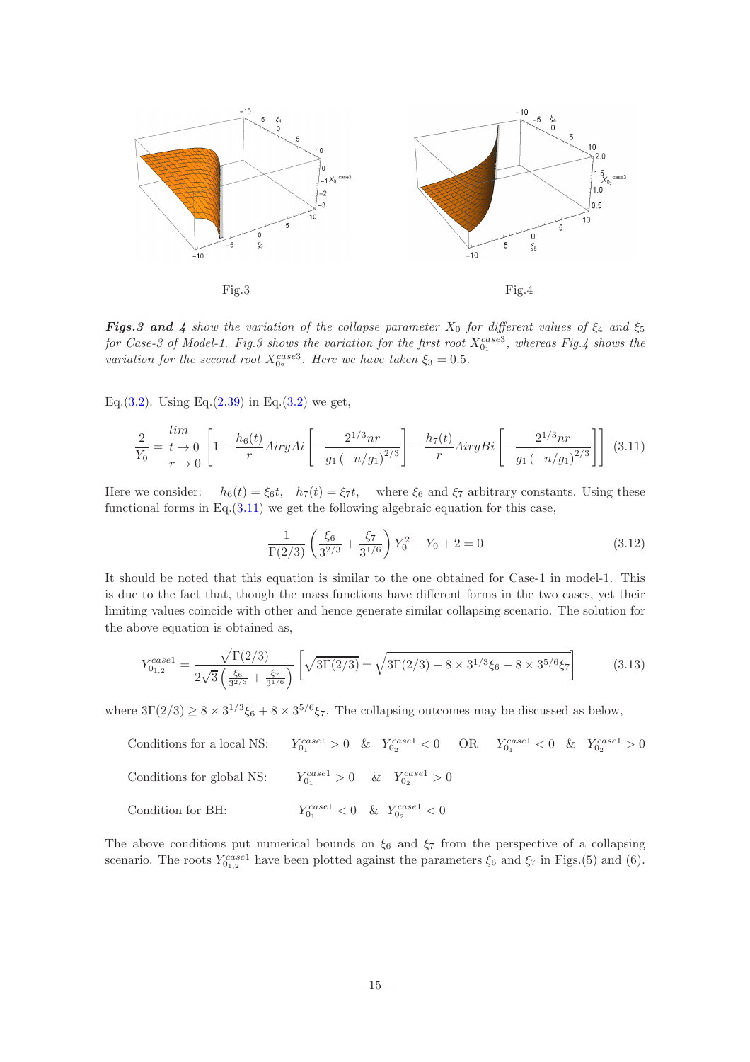Fig.3

Fig.4

***Figs.3 and 4*** *show the variation of the collapse parameter $X_0$ for different values of $\xi_4$ and $\xi_5$ for Case-3 of Model-1. Fig.3 shows the variation for the first root $X_{0_1}^{case3}$, whereas Fig.4 shows the variation for the second root $X_{0_2}^{case3}$. Here we have taken $\xi_3 = 0.5$.*

Eq.(3.2). Using Eq.(2.39) in Eq.(3.2) we get,

$$\frac{2}{Y_0} = \begin{matrix} lim \\ t \to 0 \\ r \to 0 \end{matrix} \left[ 1 - \frac{h_6(t)}{r} AiryAi \left[ -\frac{2^{1/3} nr}{g_1 \left(-n/g_1\right)^{2/3}} \right] - \frac{h_7(t)}{r} AiryBi \left[ -\frac{2^{1/3} nr}{g_1 \left(-n/g_1\right)^{2/3}} \right] \right] \tag{3.11}$$

Here we consider: $\quad h_6(t) = \xi_6 t, \quad h_7(t) = \xi_7 t, \quad$ where $\xi_6$ and $\xi_7$ arbitrary constants. Using these functional forms in Eq.(3.11) we get the following algebraic equation for this case,

$$\frac{1}{\Gamma(2/3)} \left( \frac{\xi_6}{3^{2/3}} + \frac{\xi_7}{3^{1/6}} \right) Y_0^2 - Y_0 + 2 = 0 \tag{3.12}$$

It should be noted that this equation is similar to the one obtained for Case-1 in model-1. This is due to the fact that, though the mass functions have different forms in the two cases, yet their limiting values coincide with other and hence generate similar collapsing scenario. The solution for the above equation is obtained as,

$$Y_{0_{1,2}}^{case1} = \frac{\sqrt{\Gamma(2/3)}}{2\sqrt{3}\left(\frac{\xi_6}{3^{2/3}} + \frac{\xi_7}{3^{1/6}}\right)} \left[ \sqrt{3\Gamma(2/3)} \pm \sqrt{3\Gamma(2/3) - 8 \times 3^{1/3}\xi_6 - 8 \times 3^{5/6}\xi_7} \right] \tag{3.13}$$

where $3\Gamma(2/3) \geq 8 \times 3^{1/3}\xi_6 + 8 \times 3^{5/6}\xi_7$. The collapsing outcomes may be discussed as below,

Conditions for a local NS: $\quad Y_{0_1}^{case1} > 0 \;\;\&\;\; Y_{0_2}^{case1} < 0 \quad$ OR $\quad Y_{0_1}^{case1} < 0 \;\;\&\;\; Y_{0_2}^{case1} > 0$

Conditions for global NS: $\quad Y_{0_1}^{case1} > 0 \quad \& \quad Y_{0_2}^{case1} > 0$

Condition for BH: $\quad Y_{0_1}^{case1} < 0 \quad \& \quad Y_{0_2}^{case1} < 0$

The above conditions put numerical bounds on $\xi_6$ and $\xi_7$ from the perspective of a collapsing scenario. The roots $Y_{0_{1,2}}^{case1}$ have been plotted against the parameters $\xi_6$ and $\xi_7$ in Figs.(5) and (6).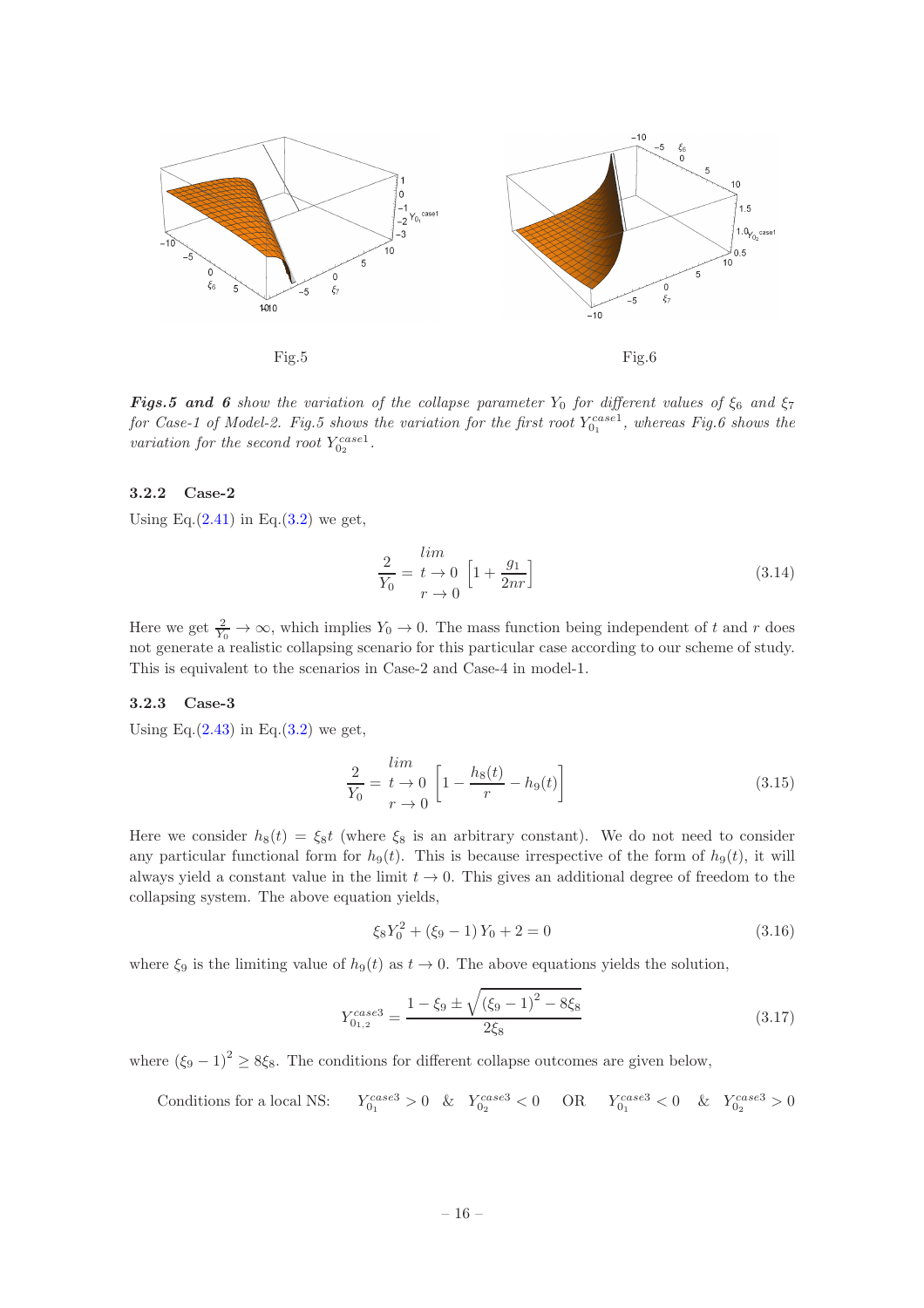Fig.5 Fig.6

***Figs.5 and 6*** *show the variation of the collapse parameter $Y_0$ for different values of $\xi_6$ and $\xi_7$ for Case-1 of Model-2. Fig.5 shows the variation for the first root $Y_{0_1}^{case1}$, whereas Fig.6 shows the variation for the second root $Y_{0_2}^{case1}$.*

### 3.2.2 Case-2

Using Eq.(2.41) in Eq.(3.2) we get,

$$\frac{2}{Y_0} = \lim_{\substack{t \to 0 \\ r \to 0}} \left[1 + \frac{g_1}{2nr}\right] \tag{3.14}$$

Here we get $\frac{2}{Y_0} \to \infty$, which implies $Y_0 \to 0$. The mass function being independent of $t$ and $r$ does not generate a realistic collapsing scenario for this particular case according to our scheme of study. This is equivalent to the scenarios in Case-2 and Case-4 in model-1.

### 3.2.3 Case-3

Using Eq.(2.43) in Eq.(3.2) we get,

$$\frac{2}{Y_0} = \lim_{\substack{t \to 0 \\ r \to 0}} \left[1 - \frac{h_8(t)}{r} - h_9(t)\right] \tag{3.15}$$

Here we consider $h_8(t) = \xi_8 t$ (where $\xi_8$ is an arbitrary constant). We do not need to consider any particular functional form for $h_9(t)$. This is because irrespective of the form of $h_9(t)$, it will always yield a constant value in the limit $t \to 0$. This gives an additional degree of freedom to the collapsing system. The above equation yields,

$$\xi_8 Y_0^2 + (\xi_9 - 1) Y_0 + 2 = 0 \tag{3.16}$$

where $\xi_9$ is the limiting value of $h_9(t)$ as $t \to 0$. The above equations yields the solution,

$$Y_{0_{1,2}}^{case3} = \frac{1 - \xi_9 \pm \sqrt{(\xi_9 - 1)^2 - 8\xi_8}}{2\xi_8} \tag{3.17}$$

where $(\xi_9 - 1)^2 \geq 8\xi_8$. The conditions for different collapse outcomes are given below,

Conditions for a local NS: $\quad Y_{0_1}^{case3} > 0 \;\;\&\;\; Y_{0_2}^{case3} < 0 \quad$ OR $\quad Y_{0_1}^{case3} < 0 \;\;\&\;\; Y_{0_2}^{case3} > 0$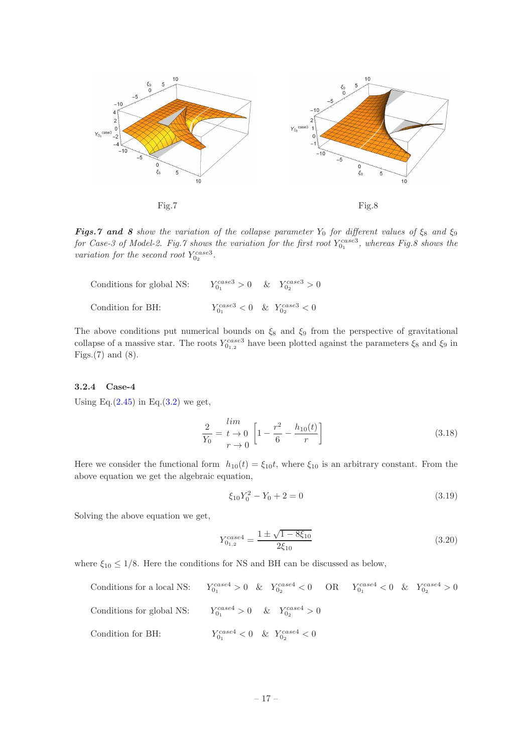Fig.7

Fig.8

***Figs.7 and 8*** *show the variation of the collapse parameter $Y_0$ for different values of $\xi_8$ and $\xi_9$ for Case-3 of Model-2. Fig.7 shows the variation for the first root $Y_{0_1}^{case3}$, whereas Fig.8 shows the variation for the second root $Y_{0_2}^{case3}$.*

Conditions for global NS: $\quad Y_{0_1}^{case3} > 0 \quad \& \quad Y_{0_2}^{case3} > 0$

Condition for BH: $\quad Y_{0_1}^{case3} < 0 \quad \& \quad Y_{0_2}^{case3} < 0$

The above conditions put numerical bounds on $\xi_8$ and $\xi_9$ from the perspective of gravitational collapse of a massive star. The roots $Y_{0_{1,2}}^{case3}$ have been plotted against the parameters $\xi_8$ and $\xi_9$ in Figs.(7) and (8).

#### 3.2.4 Case-4

Using Eq.(2.45) in Eq.(3.2) we get,

$$\frac{2}{Y_0} = \lim_{\substack{t \to 0 \\ r \to 0}} \left[1 - \frac{r^2}{6} - \frac{h_{10}(t)}{r}\right] \tag{3.18}$$

Here we consider the functional form $h_{10}(t) = \xi_{10} t$, where $\xi_{10}$ is an arbitrary constant. From the above equation we get the algebraic equation,

$$\xi_{10} Y_0^2 - Y_0 + 2 = 0 \tag{3.19}$$

Solving the above equation we get,

$$Y_{0_{1,2}}^{case4} = \frac{1 \pm \sqrt{1 - 8\xi_{10}}}{2\xi_{10}} \tag{3.20}$$

where $\xi_{10} \leq 1/8$. Here the conditions for NS and BH can be discussed as below,

Conditions for a local NS: $\quad Y_{0_1}^{case4} > 0 \quad \& \quad Y_{0_2}^{case4} < 0 \quad$ OR $\quad Y_{0_1}^{case4} < 0 \quad \& \quad Y_{0_2}^{case4} > 0$

Conditions for global NS: $\quad Y_{0_1}^{case4} > 0 \quad \& \quad Y_{0_2}^{case4} > 0$

Condition for BH: $\quad Y_{0_1}^{case4} < 0 \quad \& \quad Y_{0_2}^{case4} < 0$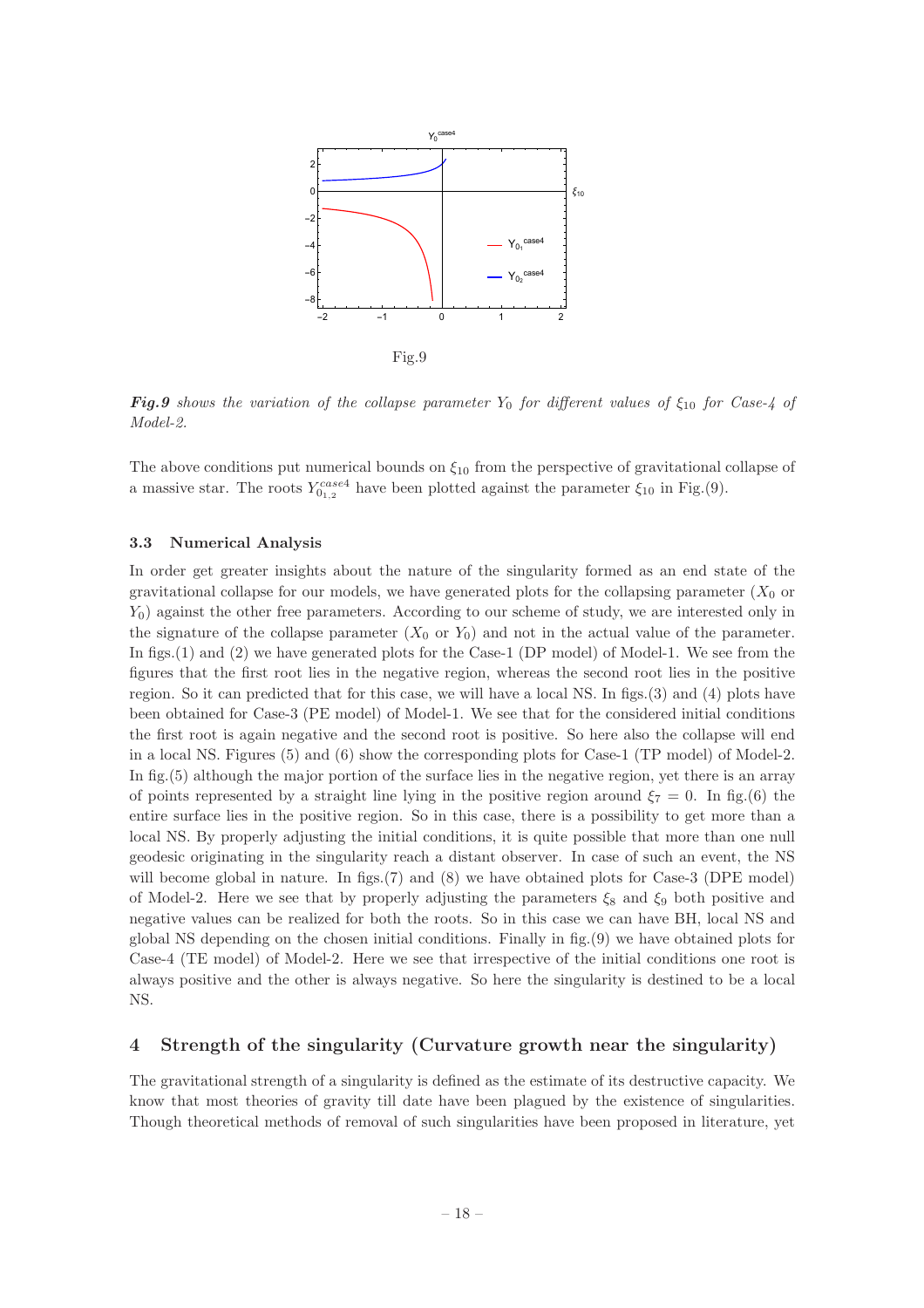Fig.9

***Fig.9*** *shows the variation of the collapse parameter $Y_0$ for different values of $\xi_{10}$ for Case-4 of Model-2.*

The above conditions put numerical bounds on $\xi_{10}$ from the perspective of gravitational collapse of a massive star. The roots $Y_{0_{1,2}}^{case4}$ have been plotted against the parameter $\xi_{10}$ in Fig.(9).

### 3.3 Numerical Analysis

In order get greater insights about the nature of the singularity formed as an end state of the gravitational collapse for our models, we have generated plots for the collapsing parameter ($X_0$ or $Y_0$) against the other free parameters. According to our scheme of study, we are interested only in the signature of the collapse parameter ($X_0$ or $Y_0$) and not in the actual value of the parameter. In figs.(1) and (2) we have generated plots for the Case-1 (DP model) of Model-1. We see from the figures that the first root lies in the negative region, whereas the second root lies in the positive region. So it can predicted that for this case, we will have a local NS. In figs.(3) and (4) plots have been obtained for Case-3 (PE model) of Model-1. We see that for the considered initial conditions the first root is again negative and the second root is positive. So here also the collapse will end in a local NS. Figures (5) and (6) show the corresponding plots for Case-1 (TP model) of Model-2. In fig.(5) although the major portion of the surface lies in the negative region, yet there is an array of points represented by a straight line lying in the positive region around $\xi_7 = 0$. In fig.(6) the entire surface lies in the positive region. So in this case, there is a possibility to get more than a local NS. By properly adjusting the initial conditions, it is quite possible that more than one null geodesic originating in the singularity reach a distant observer. In case of such an event, the NS will become global in nature. In figs.(7) and (8) we have obtained plots for Case-3 (DPE model) of Model-2. Here we see that by properly adjusting the parameters $\xi_8$ and $\xi_9$ both positive and negative values can be realized for both the roots. So in this case we can have BH, local NS and global NS depending on the chosen initial conditions. Finally in fig.(9) we have obtained plots for Case-4 (TE model) of Model-2. Here we see that irrespective of the initial conditions one root is always positive and the other is always negative. So here the singularity is destined to be a local NS.

## 4 Strength of the singularity (Curvature growth near the singularity)

The gravitational strength of a singularity is defined as the estimate of its destructive capacity. We know that most theories of gravity till date have been plagued by the existence of singularities. Though theoretical methods of removal of such singularities have been proposed in literature, yet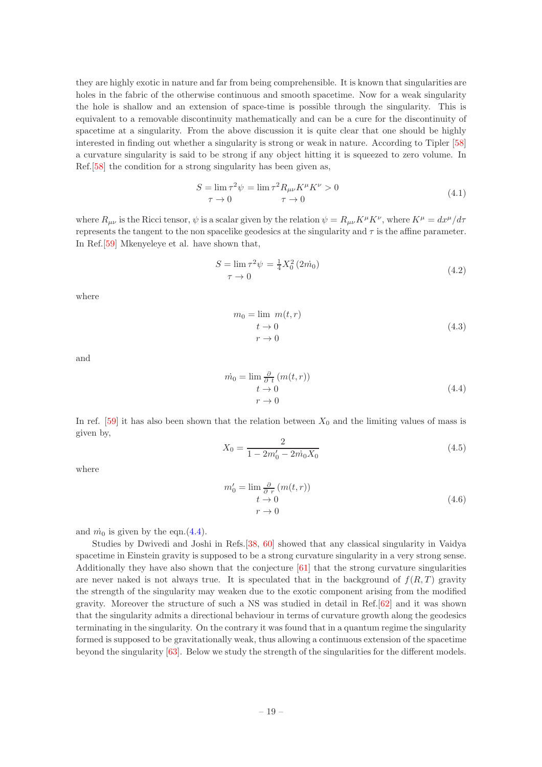they are highly exotic in nature and far from being comprehensible. It is known that singularities are holes in the fabric of the otherwise continuous and smooth spacetime. Now for a weak singularity the hole is shallow and an extension of space-time is possible through the singularity. This is equivalent to a removable discontinuity mathematically and can be a cure for the discontinuity of spacetime at a singularity. From the above discussion it is quite clear that one should be highly interested in finding out whether a singularity is strong or weak in nature. According to Tipler [58] a curvature singularity is said to be strong if any object hitting it is squeezed to zero volume. In Ref.[58] the condition for a strong singularity has been given as,

$$S = \lim_{\tau \to 0} \tau^2 \psi = \lim_{\tau \to 0} \tau^2 R_{\mu\nu} K^\mu K^\nu > 0 \tag{4.1}$$

where $R_{\mu\nu}$ is the Ricci tensor, $\psi$ is a scalar given by the relation $\psi = R_{\mu\nu} K^\mu K^\nu$, where $K^\mu = dx^\mu / d\tau$ represents the tangent to the non spacelike geodesics at the singularity and $\tau$ is the affine parameter. In Ref.[59] Mkenyeleye et al. have shown that,

$$S = \lim_{\tau \to 0} \tau^2 \psi = \frac{1}{4} X_0^2 \left(2\dot{m}_0\right) \tag{4.2}$$

where

$$m_0 = \lim_{\substack{t \to 0 \\ r \to 0}} m(t,r) \tag{4.3}$$

and

$$\dot{m}_0 = \lim_{\substack{t \to 0 \\ r \to 0}} \frac{\partial}{\partial t} \left(m(t,r)\right) \tag{4.4}$$

In ref. [59] it has also been shown that the relation between $X_0$ and the limiting values of mass is given by,

$$X_0 = \frac{2}{1 - 2m_0' - 2\dot{m}_0 X_0} \tag{4.5}$$

where

$$m_0' = \lim_{\substack{t \to 0 \\ r \to 0}} \frac{\partial}{\partial r} \left(m(t,r)\right) \tag{4.6}$$

and $\dot{m}_0$ is given by the eqn.(4.4).

Studies by Dwivedi and Joshi in Refs.[38, 60] showed that any classical singularity in Vaidya spacetime in Einstein gravity is supposed to be a strong curvature singularity in a very strong sense. Additionally they have also shown that the conjecture [61] that the strong curvature singularities are never naked is not always true. It is speculated that in the background of $f(R,T)$ gravity the strength of the singularity may weaken due to the exotic component arising from the modified gravity. Moreover the structure of such a NS was studied in detail in Ref.[62] and it was shown that the singularity admits a directional behaviour in terms of curvature growth along the geodesics terminating in the singularity. On the contrary it was found that in a quantum regime the singularity formed is supposed to be gravitationally weak, thus allowing a continuous extension of the spacetime beyond the singularity [63]. Below we study the strength of the singularities for the different models.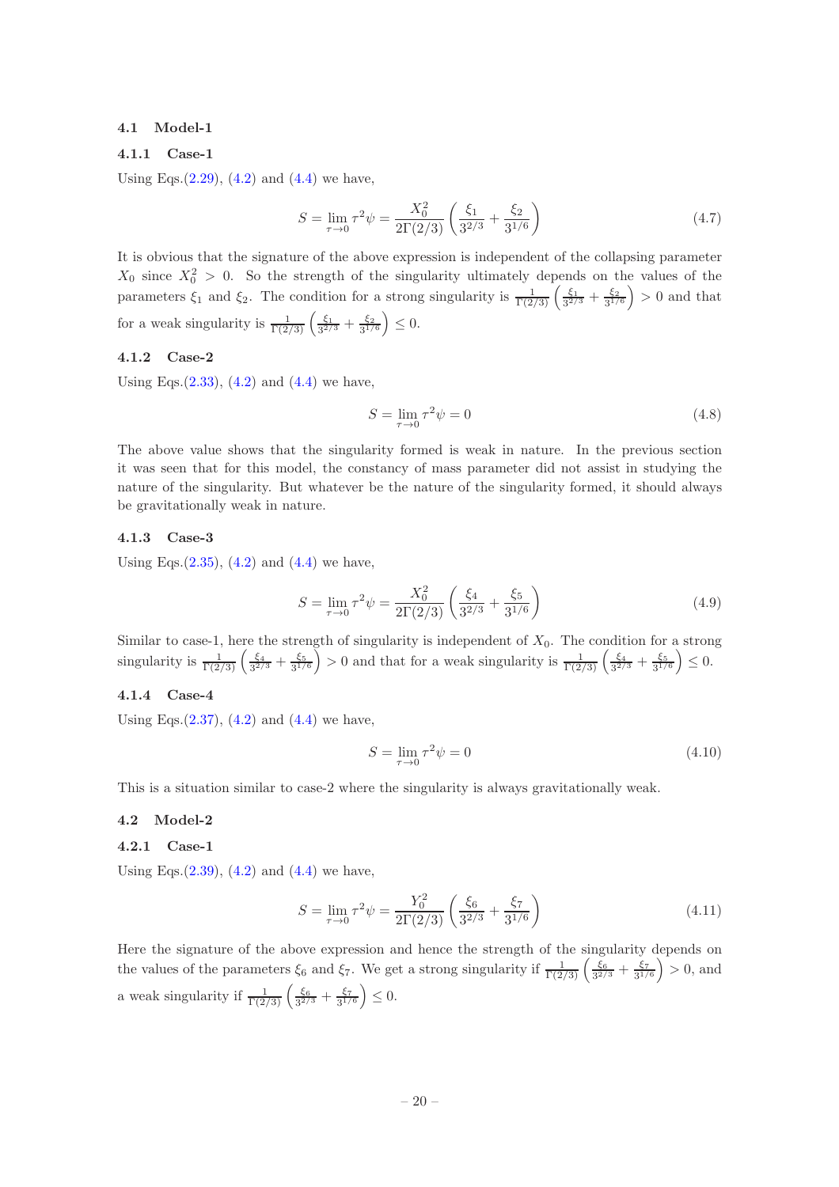### 4.1 Model-1

#### 4.1.1 Case-1

Using Eqs.(2.29), (4.2) and (4.4) we have,

$$S = \lim_{\tau \to 0} \tau^2 \psi = \frac{X_0^2}{2\Gamma(2/3)} \left( \frac{\xi_1}{3^{2/3}} + \frac{\xi_2}{3^{1/6}} \right) \tag{4.7}$$

It is obvious that the signature of the above expression is independent of the collapsing parameter $X_0$ since $X_0^2 > 0$. So the strength of the singularity ultimately depends on the values of the parameters $\xi_1$ and $\xi_2$. The condition for a strong singularity is $\frac{1}{\Gamma(2/3)} \left( \frac{\xi_1}{3^{2/3}} + \frac{\xi_2}{3^{1/6}} \right) > 0$ and that for a weak singularity is $\frac{1}{\Gamma(2/3)} \left( \frac{\xi_1}{3^{2/3}} + \frac{\xi_2}{3^{1/6}} \right) \leq 0$.

#### 4.1.2 Case-2

Using Eqs.(2.33), (4.2) and (4.4) we have,

$$S = \lim_{\tau \to 0} \tau^2 \psi = 0 \tag{4.8}$$

The above value shows that the singularity formed is weak in nature. In the previous section it was seen that for this model, the constancy of mass parameter did not assist in studying the nature of the singularity. But whatever be the nature of the singularity formed, it should always be gravitationally weak in nature.

#### 4.1.3 Case-3

Using Eqs.(2.35), (4.2) and (4.4) we have,

$$S = \lim_{\tau \to 0} \tau^2 \psi = \frac{X_0^2}{2\Gamma(2/3)} \left( \frac{\xi_4}{3^{2/3}} + \frac{\xi_5}{3^{1/6}} \right) \tag{4.9}$$

Similar to case-1, here the strength of singularity is independent of $X_0$. The condition for a strong singularity is $\frac{1}{\Gamma(2/3)} \left( \frac{\xi_4}{3^{2/3}} + \frac{\xi_5}{3^{1/6}} \right) > 0$ and that for a weak singularity is $\frac{1}{\Gamma(2/3)} \left( \frac{\xi_4}{3^{2/3}} + \frac{\xi_5}{3^{1/6}} \right) \leq 0$.

#### 4.1.4 Case-4

Using Eqs.(2.37), (4.2) and (4.4) we have,

$$S = \lim_{\tau \to 0} \tau^2 \psi = 0 \tag{4.10}$$

This is a situation similar to case-2 where the singularity is always gravitationally weak.

### 4.2 Model-2

#### 4.2.1 Case-1

Using Eqs.(2.39), (4.2) and (4.4) we have,

$$S = \lim_{\tau \to 0} \tau^2 \psi = \frac{Y_0^2}{2\Gamma(2/3)} \left( \frac{\xi_6}{3^{2/3}} + \frac{\xi_7}{3^{1/6}} \right) \tag{4.11}$$

Here the signature of the above expression and hence the strength of the singularity depends on the values of the parameters $\xi_6$ and $\xi_7$. We get a strong singularity if $\frac{1}{\Gamma(2/3)} \left( \frac{\xi_6}{3^{2/3}} + \frac{\xi_7}{3^{1/6}} \right) > 0$, and a weak singularity if $\frac{1}{\Gamma(2/3)} \left( \frac{\xi_6}{3^{2/3}} + \frac{\xi_7}{3^{1/6}} \right) \leq 0$.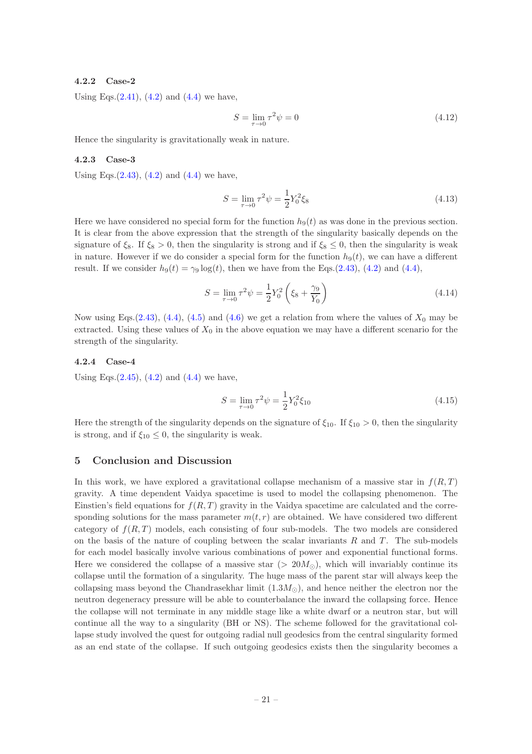#### 4.2.2 Case-2

Using Eqs.(2.41), (4.2) and (4.4) we have,

$$S = \lim_{\tau\to 0} \tau^2 \psi = 0 \tag{4.12}$$

Hence the singularity is gravitationally weak in nature.

#### 4.2.3 Case-3

Using Eqs.(2.43), (4.2) and (4.4) we have,

$$S = \lim_{\tau\to 0} \tau^2 \psi = \frac{1}{2} Y_0^2 \xi_8 \tag{4.13}$$

Here we have considered no special form for the function $h_9(t)$ as was done in the previous section. It is clear from the above expression that the strength of the singularity basically depends on the signature of $\xi_8$. If $\xi_8 > 0$, then the singularity is strong and if $\xi_8 \leq 0$, then the singularity is weak in nature. However if we do consider a special form for the function $h_9(t)$, we can have a different result. If we consider $h_9(t) = \gamma_9 \log(t)$, then we have from the Eqs.(2.43), (4.2) and (4.4),

$$S = \lim_{\tau\to 0} \tau^2 \psi = \frac{1}{2} Y_0^2 \left(\xi_8 + \frac{\gamma_9}{Y_0}\right) \tag{4.14}$$

Now using Eqs.(2.43), (4.4), (4.5) and (4.6) we get a relation from where the values of $X_0$ may be extracted. Using these values of $X_0$ in the above equation we may have a different scenario for the strength of the singularity.

#### 4.2.4 Case-4

Using Eqs.(2.45), (4.2) and (4.4) we have,

$$S = \lim_{\tau\to 0} \tau^2 \psi = \frac{1}{2} Y_0^2 \xi_{10} \tag{4.15}$$

Here the strength of the singularity depends on the signature of $\xi_{10}$. If $\xi_{10} > 0$, then the singularity is strong, and if $\xi_{10} \leq 0$, the singularity is weak.

## 5 Conclusion and Discussion

In this work, we have explored a gravitational collapse mechanism of a massive star in $f(R,T)$ gravity. A time dependent Vaidya spacetime is used to model the collapsing phenomenon. The Einstien's field equations for $f(R,T)$ gravity in the Vaidya spacetime are calculated and the corresponding solutions for the mass parameter $m(t,r)$ are obtained. We have considered two different category of $f(R,T)$ models, each consisting of four sub-models. The two models are considered on the basis of the nature of coupling between the scalar invariants $R$ and $T$. The sub-models for each model basically involve various combinations of power and exponential functional forms. Here we considered the collapse of a massive star ($> 20M_\odot$), which will invariably continue its collapse until the formation of a singularity. The huge mass of the parent star will always keep the collapsing mass beyond the Chandrasekhar limit ($1.3M_\odot$), and hence neither the electron nor the neutron degeneracy pressure will be able to counterbalance the inward the collapsing force. Hence the collapse will not terminate in any middle stage like a white dwarf or a neutron star, but will continue all the way to a singularity (BH or NS). The scheme followed for the gravitational collapse study involved the quest for outgoing radial null geodesics from the central singularity formed as an end state of the collapse. If such outgoing geodesics exists then the singularity becomes a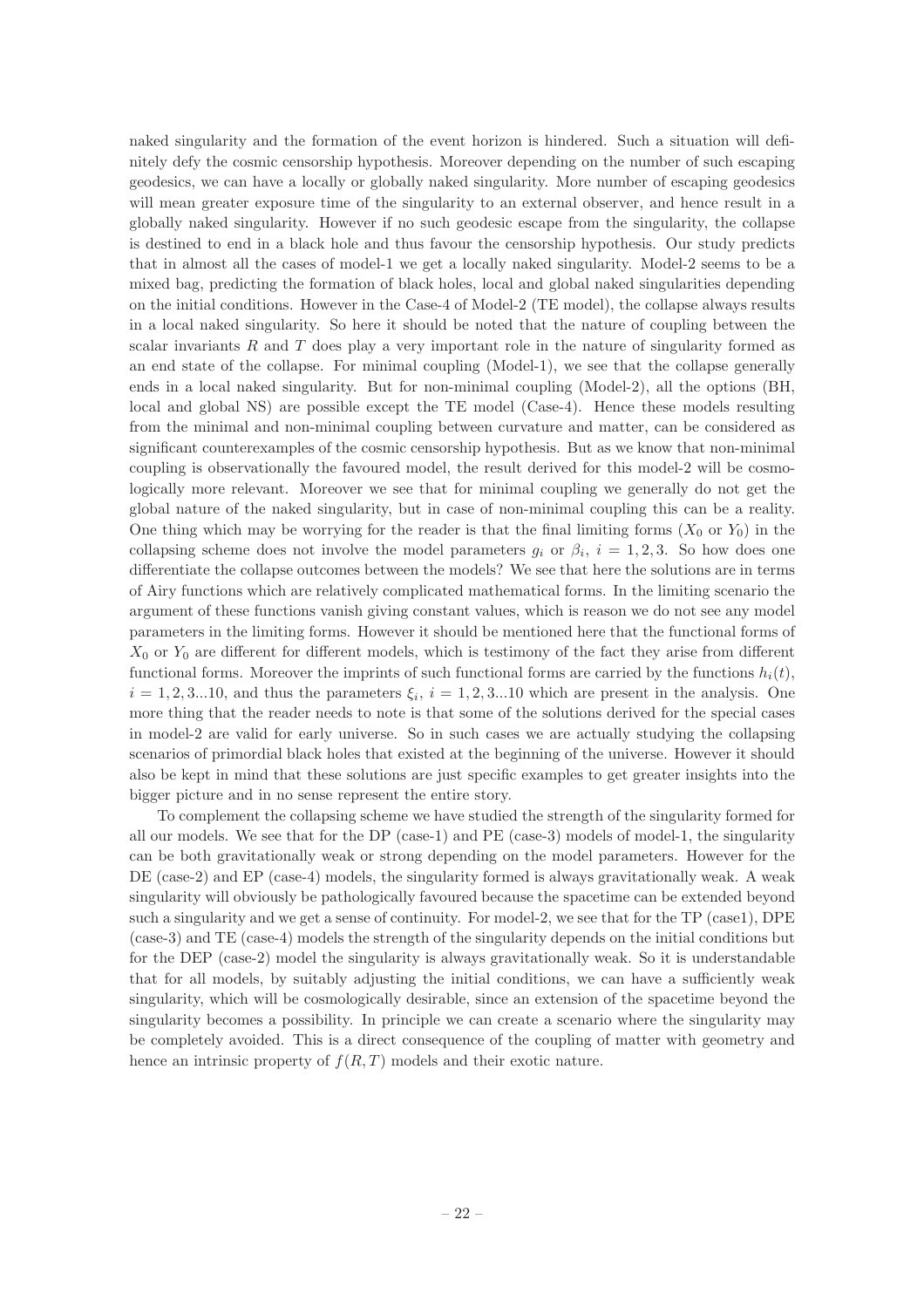naked singularity and the formation of the event horizon is hindered. Such a situation will definitely defy the cosmic censorship hypothesis. Moreover depending on the number of such escaping geodesics, we can have a locally or globally naked singularity. More number of escaping geodesics will mean greater exposure time of the singularity to an external observer, and hence result in a globally naked singularity. However if no such geodesic escape from the singularity, the collapse is destined to end in a black hole and thus favour the censorship hypothesis. Our study predicts that in almost all the cases of model-1 we get a locally naked singularity. Model-2 seems to be a mixed bag, predicting the formation of black holes, local and global naked singularities depending on the initial conditions. However in the Case-4 of Model-2 (TE model), the collapse always results in a local naked singularity. So here it should be noted that the nature of coupling between the scalar invariants $R$ and $T$ does play a very important role in the nature of singularity formed as an end state of the collapse. For minimal coupling (Model-1), we see that the collapse generally ends in a local naked singularity. But for non-minimal coupling (Model-2), all the options (BH, local and global NS) are possible except the TE model (Case-4). Hence these models resulting from the minimal and non-minimal coupling between curvature and matter, can be considered as significant counterexamples of the cosmic censorship hypothesis. But as we know that non-minimal coupling is observationally the favoured model, the result derived for this model-2 will be cosmologically more relevant. Moreover we see that for minimal coupling we generally do not get the global nature of the naked singularity, but in case of non-minimal coupling this can be a reality. One thing which may be worrying for the reader is that the final limiting forms ($X_0$ or $Y_0$) in the collapsing scheme does not involve the model parameters $g_i$ or $\beta_i$, $i = 1, 2, 3$. So how does one differentiate the collapse outcomes between the models? We see that here the solutions are in terms of Airy functions which are relatively complicated mathematical forms. In the limiting scenario the argument of these functions vanish giving constant values, which is reason we do not see any model parameters in the limiting forms. However it should be mentioned here that the functional forms of $X_0$ or $Y_0$ are different for different models, which is testimony of the fact they arise from different functional forms. Moreover the imprints of such functional forms are carried by the functions $h_i(t)$, $i = 1, 2, 3...10$, and thus the parameters $\xi_i$, $i = 1, 2, 3...10$ which are present in the analysis. One more thing that the reader needs to note is that some of the solutions derived for the special cases in model-2 are valid for early universe. So in such cases we are actually studying the collapsing scenarios of primordial black holes that existed at the beginning of the universe. However it should also be kept in mind that these solutions are just specific examples to get greater insights into the bigger picture and in no sense represent the entire story.

To complement the collapsing scheme we have studied the strength of the singularity formed for all our models. We see that for the DP (case-1) and PE (case-3) models of model-1, the singularity can be both gravitationally weak or strong depending on the model parameters. However for the DE (case-2) and EP (case-4) models, the singularity formed is always gravitationally weak. A weak singularity will obviously be pathologically favoured because the spacetime can be extended beyond such a singularity and we get a sense of continuity. For model-2, we see that for the TP (case1), DPE (case-3) and TE (case-4) models the strength of the singularity depends on the initial conditions but for the DEP (case-2) model the singularity is always gravitationally weak. So it is understandable that for all models, by suitably adjusting the initial conditions, we can have a sufficiently weak singularity, which will be cosmologically desirable, since an extension of the spacetime beyond the singularity becomes a possibility. In principle we can create a scenario where the singularity may be completely avoided. This is a direct consequence of the coupling of matter with geometry and hence an intrinsic property of $f(R, T)$ models and their exotic nature.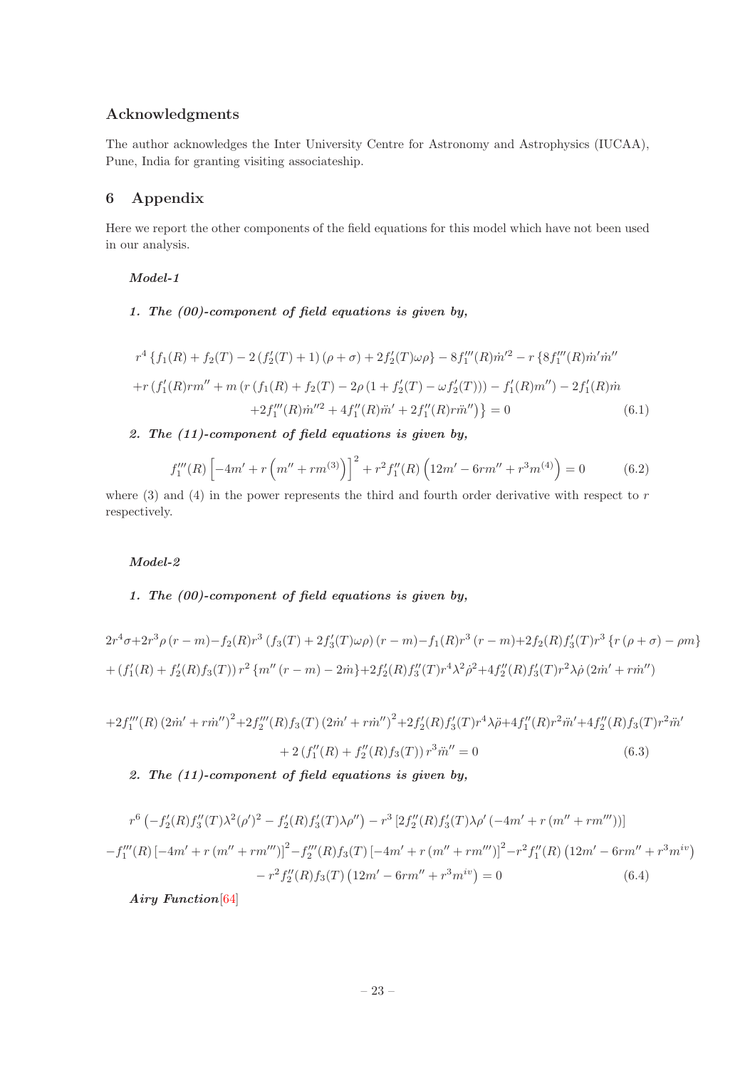## Acknowledgments

The author acknowledges the Inter University Centre for Astronomy and Astrophysics (IUCAA), Pune, India for granting visiting associateship.

## 6 Appendix

Here we report the other components of the field equations for this model which have not been used in our analysis.

***Model-1***

***1. The (00)-component of field equations is given by,***

$$
\begin{aligned}
& r^4\left\{f_1(R)+f_2(T)-2\left(f_2'(T)+1\right)(\rho+\sigma)+2f_2'(T)\omega\rho\right\}-8f_1'''(R)\dot{m}'^2-r\left\{8f_1'''(R)\dot{m}'\dot{m}''\right.\\
& +r\left(f_1'(R)rm''+m\left(r\left(f_1(R)+f_2(T)-2\rho\left(1+f_2'(T)-\omega f_2'(T)\right)\right)-f_1'(R)m''\right)-2f_1'(R)\dot{m}\right.\\
& \left.\left.+2f_1'''(R)\dot{m}''^2+4f_1''(R)\ddot{m}'+2f_1''(R)r\ddot{m}''\right)\right\}=0
\end{aligned}
\tag{6.1}
$$

***2. The (11)-component of field equations is given by,***

$$
f_1'''(R)\left[-4m'+r\left(m''+rm^{(3)}\right)\right]^2+r^2f_1''(R)\left(12m'-6rm''+r^3m^{(4)}\right)=0 \tag{6.2}
$$

where (3) and (4) in the power represents the third and fourth order derivative with respect to $r$ respectively.

***Model-2***

***1. The (00)-component of field equations is given by,***

$$
\begin{aligned}
& 2r^4\sigma+2r^3\rho\left(r-m\right)-f_2(R)r^3\left(f_3(T)+2f_3'(T)\omega\rho\right)\left(r-m\right)-f_1(R)r^3\left(r-m\right)+2f_2(R)f_3'(T)r^3\left\{r\left(\rho+\sigma\right)-\rho m\right\}\\
& +\left(f_1'(R)+f_2'(R)f_3(T)\right)r^2\left\{m''\left(r-m\right)-2\dot{m}\right\}+2f_2'(R)f_3''(T)r^4\lambda^2\dot{\rho}^2+4f_2''(R)f_3'(T)r^2\lambda\dot{\rho}\left(2\dot{m}'+r\dot{m}''\right)\\
& +2f_1'''(R)\left(2\dot{m}'+r\dot{m}''\right)^2+2f_2'''(R)f_3(T)\left(2\dot{m}'+r\dot{m}''\right)^2+2f_2'(R)f_3'(T)r^4\lambda\ddot{\rho}+4f_1''(R)r^2\ddot{m}'+4f_2''(R)f_3(T)r^2\ddot{m}'\\
& +2\left(f_1''(R)+f_2''(R)f_3(T)\right)r^3\ddot{m}''=0
\end{aligned}
\tag{6.3}
$$

***2. The (11)-component of field equations is given by,***

$$
\begin{aligned}
& r^6\left(-f_2'(R)f_3''(T)\lambda^2(\rho')^2-f_2'(R)f_3'(T)\lambda\rho''\right)-r^3\left[2f_2''(R)f_3'(T)\lambda\rho'\left(-4m'+r\left(m''+rm'''\right)\right)\right]\\
& -f_1'''(R)\left[-4m'+r\left(m''+rm'''\right)\right]^2-f_2'''(R)f_3(T)\left[-4m'+r\left(m''+rm'''\right)\right]^2-r^2f_1''(R)\left(12m'-6rm''+r^3m^{iv}\right)\\
& -r^2f_2''(R)f_3(T)\left(12m'-6rm''+r^3m^{iv}\right)=0
\end{aligned}
\tag{6.4}
$$

***Airy Function***[64]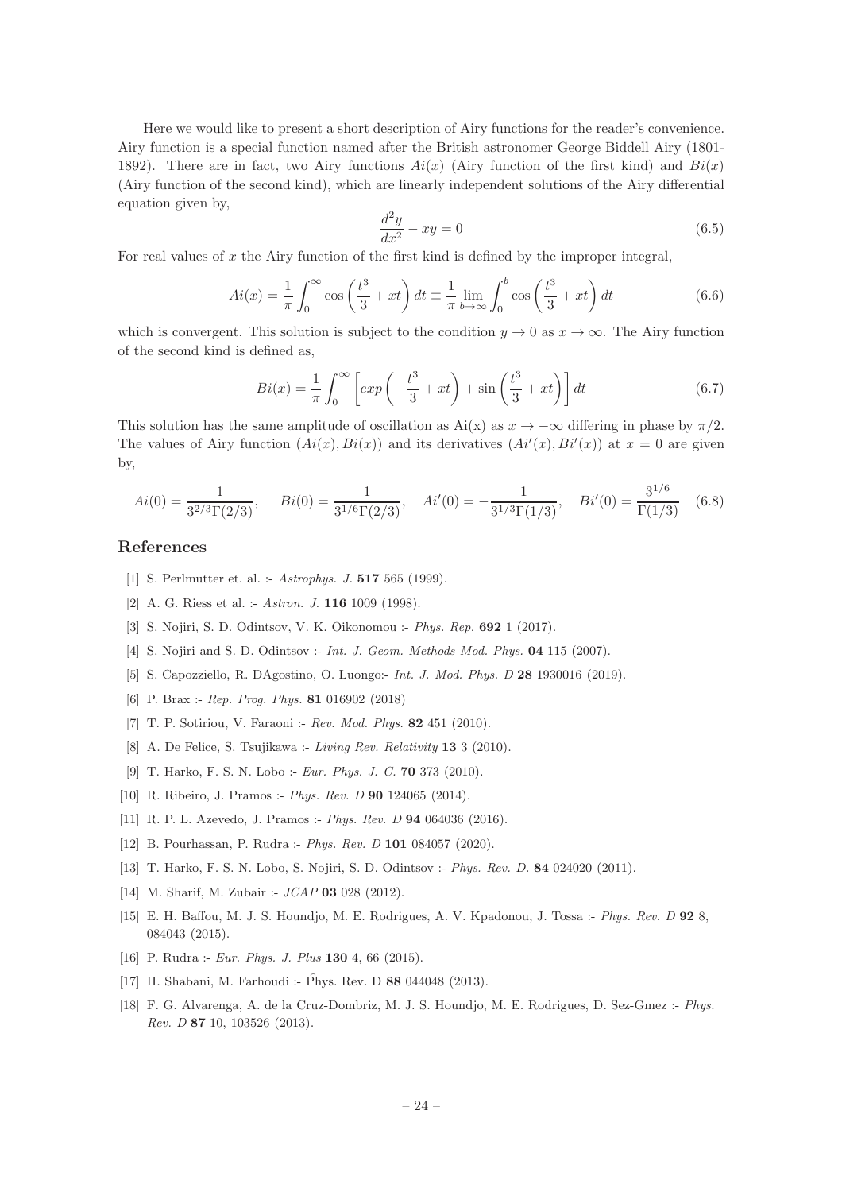Here we would like to present a short description of Airy functions for the reader's convenience. Airy function is a special function named after the British astronomer George Biddell Airy (1801-1892). There are in fact, two Airy functions $Ai(x)$ (Airy function of the first kind) and $Bi(x)$ (Airy function of the second kind), which are linearly independent solutions of the Airy differential equation given by,

$$\frac{d^2y}{dx^2} - xy = 0 \tag{6.5}$$

For real values of $x$ the Airy function of the first kind is defined by the improper integral,

$$Ai(x) = \frac{1}{\pi}\int_0^\infty \cos\left(\frac{t^3}{3} + xt\right) dt \equiv \frac{1}{\pi}\lim_{b\to\infty}\int_0^b \cos\left(\frac{t^3}{3} + xt\right) dt \tag{6.6}$$

which is convergent. This solution is subject to the condition $y \to 0$ as $x \to \infty$. The Airy function of the second kind is defined as,

$$Bi(x) = \frac{1}{\pi}\int_0^\infty \left[exp\left(-\frac{t^3}{3} + xt\right) + \sin\left(\frac{t^3}{3} + xt\right)\right] dt \tag{6.7}$$

This solution has the same amplitude of oscillation as Ai(x) as $x \to -\infty$ differing in phase by $\pi/2$. The values of Airy function $(Ai(x), Bi(x))$ and its derivatives $(Ai'(x), Bi'(x))$ at $x = 0$ are given by,

$$Ai(0) = \frac{1}{3^{2/3}\Gamma(2/3)}, \quad Bi(0) = \frac{1}{3^{1/6}\Gamma(2/3)}, \quad Ai'(0) = -\frac{1}{3^{1/3}\Gamma(1/3)}, \quad Bi'(0) = \frac{3^{1/6}}{\Gamma(1/3)} \tag{6.8}$$

## References

[1] S. Perlmutter et. al. :- *Astrophys. J.* **517** 565 (1999).

[2] A. G. Riess et al. :- *Astron. J.* **116** 1009 (1998).

[3] S. Nojiri, S. D. Odintsov, V. K. Oikonomou :- *Phys. Rep.* **692** 1 (2017).

[4] S. Nojiri and S. D. Odintsov :- *Int. J. Geom. Methods Mod. Phys.* **04** 115 (2007).

[5] S. Capozziello, R. DAgostino, O. Luongo:- *Int. J. Mod. Phys. D* **28** 1930016 (2019).

[6] P. Brax :- *Rep. Prog. Phys.* **81** 016902 (2018)

[7] T. P. Sotiriou, V. Faraoni :- *Rev. Mod. Phys.* **82** 451 (2010).

[8] A. De Felice, S. Tsujikawa :- *Living Rev. Relativity* **13** 3 (2010).

[9] T. Harko, F. S. N. Lobo :- *Eur. Phys. J. C.* **70** 373 (2010).

[10] R. Ribeiro, J. Pramos :- *Phys. Rev. D* **90** 124065 (2014).

[11] R. P. L. Azevedo, J. Pramos :- *Phys. Rev. D* **94** 064036 (2016).

[12] B. Pourhassan, P. Rudra :- *Phys. Rev. D* **101** 084057 (2020).

[13] T. Harko, F. S. N. Lobo, S. Nojiri, S. D. Odintsov :- *Phys. Rev. D.* **84** 024020 (2011).

[14] M. Sharif, M. Zubair :- *JCAP* **03** 028 (2012).

[15] E. H. Baffou, M. J. S. Houndjo, M. E. Rodrigues, A. V. Kpadonou, J. Tossa :- *Phys. Rev. D* **92** 8, 084043 (2015).

[16] P. Rudra :- *Eur. Phys. J. Plus* **130** 4, 66 (2015).

[17] H. Shabani, M. Farhoudi :- P̂hys. Rev. D **88** 044048 (2013).

[18] F. G. Alvarenga, A. de la Cruz-Dombriz, M. J. S. Houndjo, M. E. Rodrigues, D. Sez-Gmez :- *Phys. Rev. D* **87** 10, 103526 (2013).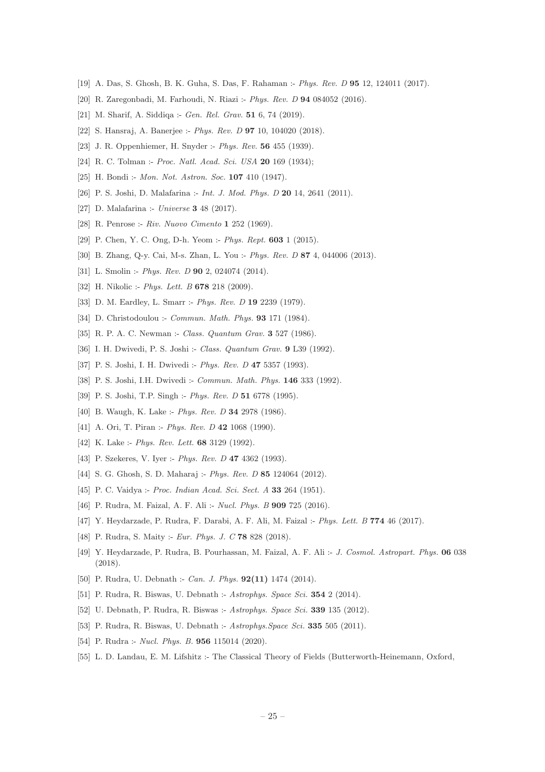[19] A. Das, S. Ghosh, B. K. Guha, S. Das, F. Rahaman :- *Phys. Rev. D* **95** 12, 124011 (2017).

[20] R. Zaregonbadi, M. Farhoudi, N. Riazi :- *Phys. Rev. D* **94** 084052 (2016).

[21] M. Sharif, A. Siddiqa :- *Gen. Rel. Grav.* **51** 6, 74 (2019).

[22] S. Hansraj, A. Banerjee :- *Phys. Rev. D* **97** 10, 104020 (2018).

[23] J. R. Oppenhiemer, H. Snyder :- *Phys. Rev.* **56** 455 (1939).

[24] R. C. Tolman :- *Proc. Natl. Acad. Sci. USA* **20** 169 (1934);

[25] H. Bondi :- *Mon. Not. Astron. Soc.* **107** 410 (1947).

[26] P. S. Joshi, D. Malafarina :- *Int. J. Mod. Phys. D* **20** 14, 2641 (2011).

[27] D. Malafarina :- *Universe* **3** 48 (2017).

[28] R. Penrose :- *Riv. Nuovo Cimento* **1** 252 (1969).

[29] P. Chen, Y. C. Ong, D-h. Yeom :- *Phys. Rept.* **603** 1 (2015).

[30] B. Zhang, Q-y. Cai, M-s. Zhan, L. You :- *Phys. Rev. D* **87** 4, 044006 (2013).

[31] L. Smolin :- *Phys. Rev. D* **90** 2, 024074 (2014).

[32] H. Nikolic :- *Phys. Lett. B* **678** 218 (2009).

[33] D. M. Eardley, L. Smarr :- *Phys. Rev. D* **19** 2239 (1979).

[34] D. Christodoulou :- *Commun. Math. Phys.* **93** 171 (1984).

[35] R. P. A. C. Newman :- *Class. Quantum Grav.* **3** 527 (1986).

[36] I. H. Dwivedi, P. S. Joshi :- *Class. Quantum Grav.* **9** L39 (1992).

[37] P. S. Joshi, I. H. Dwivedi :- *Phys. Rev. D* **47** 5357 (1993).

[38] P. S. Joshi, I.H. Dwivedi :- *Commun. Math. Phys.* **146** 333 (1992).

[39] P. S. Joshi, T.P. Singh :- *Phys. Rev. D* **51** 6778 (1995).

[40] B. Waugh, K. Lake :- *Phys. Rev. D* **34** 2978 (1986).

[41] A. Ori, T. Piran :- *Phys. Rev. D* **42** 1068 (1990).

[42] K. Lake :- *Phys. Rev. Lett.* **68** 3129 (1992).

[43] P. Szekeres, V. Iyer :- *Phys. Rev. D* **47** 4362 (1993).

[44] S. G. Ghosh, S. D. Maharaj :- *Phys. Rev. D* **85** 124064 (2012).

[45] P. C. Vaidya :- *Proc. Indian Acad. Sci. Sect. A* **33** 264 (1951).

[46] P. Rudra, M. Faizal, A. F. Ali :- *Nucl. Phys. B* **909** 725 (2016).

[47] Y. Heydarzade, P. Rudra, F. Darabi, A. F. Ali, M. Faizal :- *Phys. Lett. B* **774** 46 (2017).

[48] P. Rudra, S. Maity :- *Eur. Phys. J. C* **78** 828 (2018).

[49] Y. Heydarzade, P. Rudra, B. Pourhassan, M. Faizal, A. F. Ali :- *J. Cosmol. Astropart. Phys.* **06** 038 (2018).

[50] P. Rudra, U. Debnath :- *Can. J. Phys.* **92(11)** 1474 (2014).

[51] P. Rudra, R. Biswas, U. Debnath :- *Astrophys. Space Sci.* **354** 2 (2014).

[52] U. Debnath, P. Rudra, R. Biswas :- *Astrophys. Space Sci.* **339** 135 (2012).

[53] P. Rudra, R. Biswas, U. Debnath :- *Astrophys.Space Sci.* **335** 505 (2011).

[54] P. Rudra :- *Nucl. Phys. B.* **956** 115014 (2020).

[55] L. D. Landau, E. M. Lifshitz :- The Classical Theory of Fields (Butterworth-Heinemann, Oxford,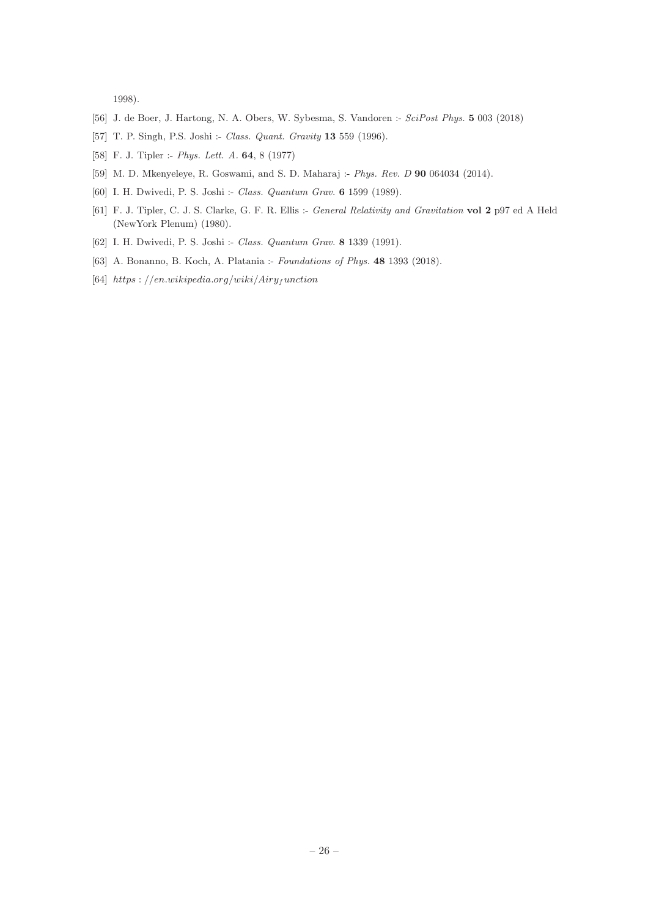1998).

[56] J. de Boer, J. Hartong, N. A. Obers, W. Sybesma, S. Vandoren :- *SciPost Phys.* **5** 003 (2018)

[57] T. P. Singh, P.S. Joshi :- *Class. Quant. Gravity* **13** 559 (1996).

[58] F. J. Tipler :- *Phys. Lett. A.* **64**, 8 (1977)

[59] M. D. Mkenyeleye, R. Goswami, and S. D. Maharaj :- *Phys. Rev. D* **90** 064034 (2014).

[60] I. H. Dwivedi, P. S. Joshi :- *Class. Quantum Grav.* **6** 1599 (1989).

[61] F. J. Tipler, C. J. S. Clarke, G. F. R. Ellis :- *General Relativity and Gravitation* **vol 2** p97 ed A Held (NewYork Plenum) (1980).

[62] I. H. Dwivedi, P. S. Joshi :- *Class. Quantum Grav.* **8** 1339 (1991).

[63] A. Bonanno, B. Koch, A. Platania :- *Foundations of Phys.* **48** 1393 (2018).

[64] $https://en.wikipedia.org/wiki/Airy_function$